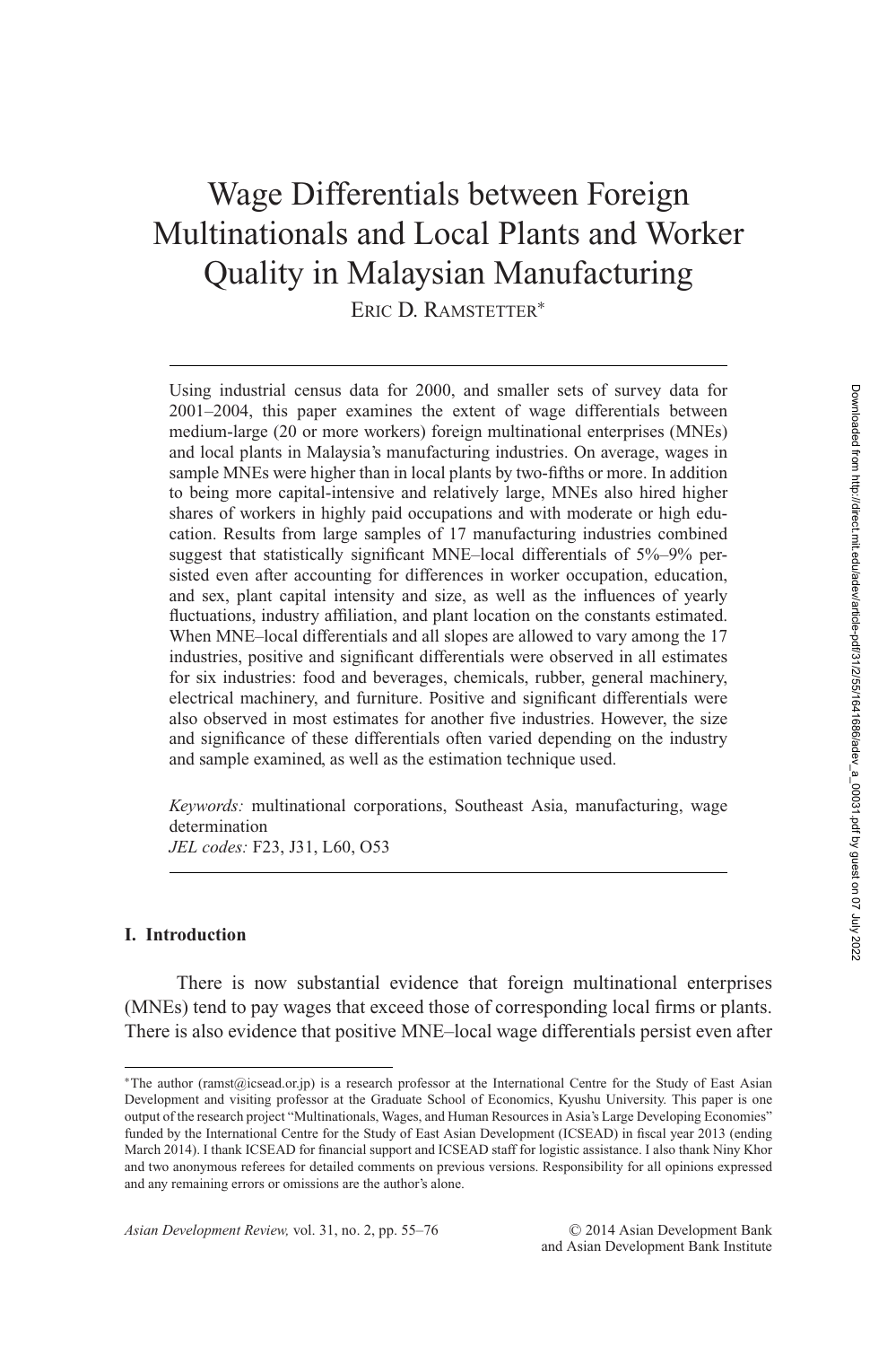# Wage Differentials between Foreign Multinationals and Local Plants and Worker Quality in Malaysian Manufacturing

ERIC D. RAMSTETTER*

Using industrial census data for 2000, and smaller sets of survey data for 2001–2004, this paper examines the extent of wage differentials between medium-large (20 or more workers) foreign multinational enterprises (MNEs) and local plants in Malaysia's manufacturing industries. On average, wages in sample MNEs were higher than in local plants by two-fifths or more. In addition to being more capital-intensive and relatively large, MNEs also hired higher shares of workers in highly paid occupations and with moderate or high education. Results from large samples of 17 manufacturing industries combined suggest that statistically significant MNE–local differentials of 5%–9% persisted even after accounting for differences in worker occupation, education, and sex, plant capital intensity and size, as well as the influences of yearly fluctuations, industry affiliation, and plant location on the constants estimated. When MNE–local differentials and all slopes are allowed to vary among the 17 industries, positive and significant differentials were observed in all estimates for six industries: food and beverages, chemicals, rubber, general machinery, electrical machinery, and furniture. Positive and significant differentials were also observed in most estimates for another five industries. However, the size and significance of these differentials often varied depending on the industry and sample examined, as well as the estimation technique used.

*Keywords:* multinational corporations, Southeast Asia, manufacturing, wage determination
*JEL codes:* F23, J31, L60, O53

## I. Introduction

There is now substantial evidence that foreign multinational enterprises (MNEs) tend to pay wages that exceed those of corresponding local firms or plants. There is also evidence that positive MNE–local wage differentials persist even after

---

*The author (ramst@icsead.or.jp) is a research professor at the International Centre for the Study of East Asian Development and visiting professor at the Graduate School of Economics, Kyushu University. This paper is one output of the research project "Multinationals, Wages, and Human Resources in Asia's Large Developing Economies" funded by the International Centre for the Study of East Asian Development (ICSEAD) in fiscal year 2013 (ending March 2014). I thank ICSEAD for financial support and ICSEAD staff for logistic assistance. I also thank Niny Khor and two anonymous referees for detailed comments on previous versions. Responsibility for all opinions expressed and any remaining errors or omissions are the author's alone.

© 2014 Asian Development Bank and Asian Development Bank Institute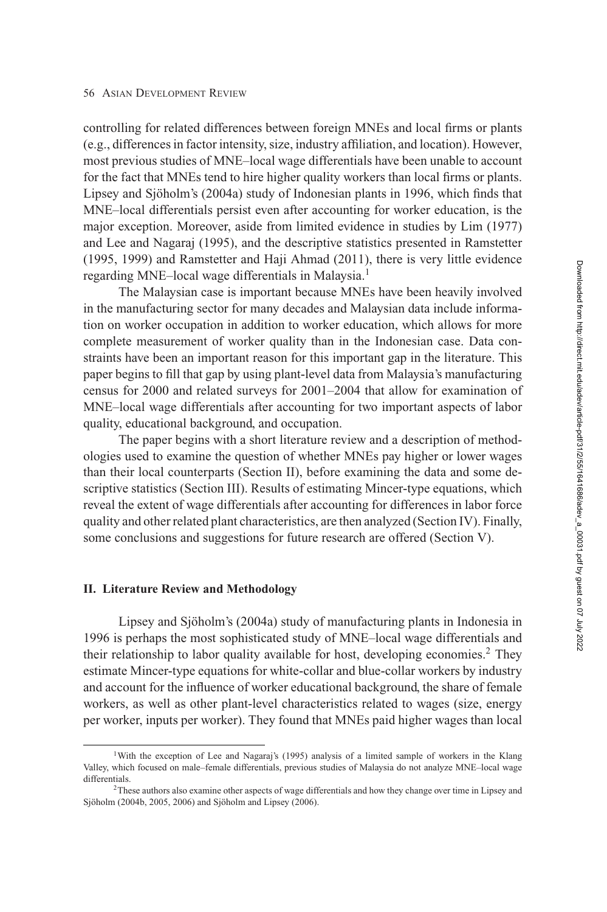controlling for related differences between foreign MNEs and local firms or plants (e.g., differences in factor intensity, size, industry affiliation, and location). However, most previous studies of MNE–local wage differentials have been unable to account for the fact that MNEs tend to hire higher quality workers than local firms or plants. Lipsey and Sjöholm's (2004a) study of Indonesian plants in 1996, which finds that MNE–local differentials persist even after accounting for worker education, is the major exception. Moreover, aside from limited evidence in studies by Lim (1977) and Lee and Nagaraj (1995), and the descriptive statistics presented in Ramstetter (1995, 1999) and Ramstetter and Haji Ahmad (2011), there is very little evidence regarding MNE–local wage differentials in Malaysia.[1]

The Malaysian case is important because MNEs have been heavily involved in the manufacturing sector for many decades and Malaysian data include information on worker occupation in addition to worker education, which allows for more complete measurement of worker quality than in the Indonesian case. Data constraints have been an important reason for this important gap in the literature. This paper begins to fill that gap by using plant-level data from Malaysia's manufacturing census for 2000 and related surveys for 2001–2004 that allow for examination of MNE–local wage differentials after accounting for two important aspects of labor quality, educational background, and occupation.

The paper begins with a short literature review and a description of methodologies used to examine the question of whether MNEs pay higher or lower wages than their local counterparts (Section II), before examining the data and some descriptive statistics (Section III). Results of estimating Mincer-type equations, which reveal the extent of wage differentials after accounting for differences in labor force quality and other related plant characteristics, are then analyzed (Section IV). Finally, some conclusions and suggestions for future research are offered (Section V).

## II. Literature Review and Methodology

Lipsey and Sjöholm's (2004a) study of manufacturing plants in Indonesia in 1996 is perhaps the most sophisticated study of MNE–local wage differentials and their relationship to labor quality available for host, developing economies.[2] They estimate Mincer-type equations for white-collar and blue-collar workers by industry and account for the influence of worker educational background, the share of female workers, as well as other plant-level characteristics related to wages (size, energy per worker, inputs per worker). They found that MNEs paid higher wages than local

[1]With the exception of Lee and Nagaraj's (1995) analysis of a limited sample of workers in the Klang Valley, which focused on male–female differentials, previous studies of Malaysia do not analyze MNE–local wage differentials.

[2]These authors also examine other aspects of wage differentials and how they change over time in Lipsey and Sjöholm (2004b, 2005, 2006) and Sjöholm and Lipsey (2006).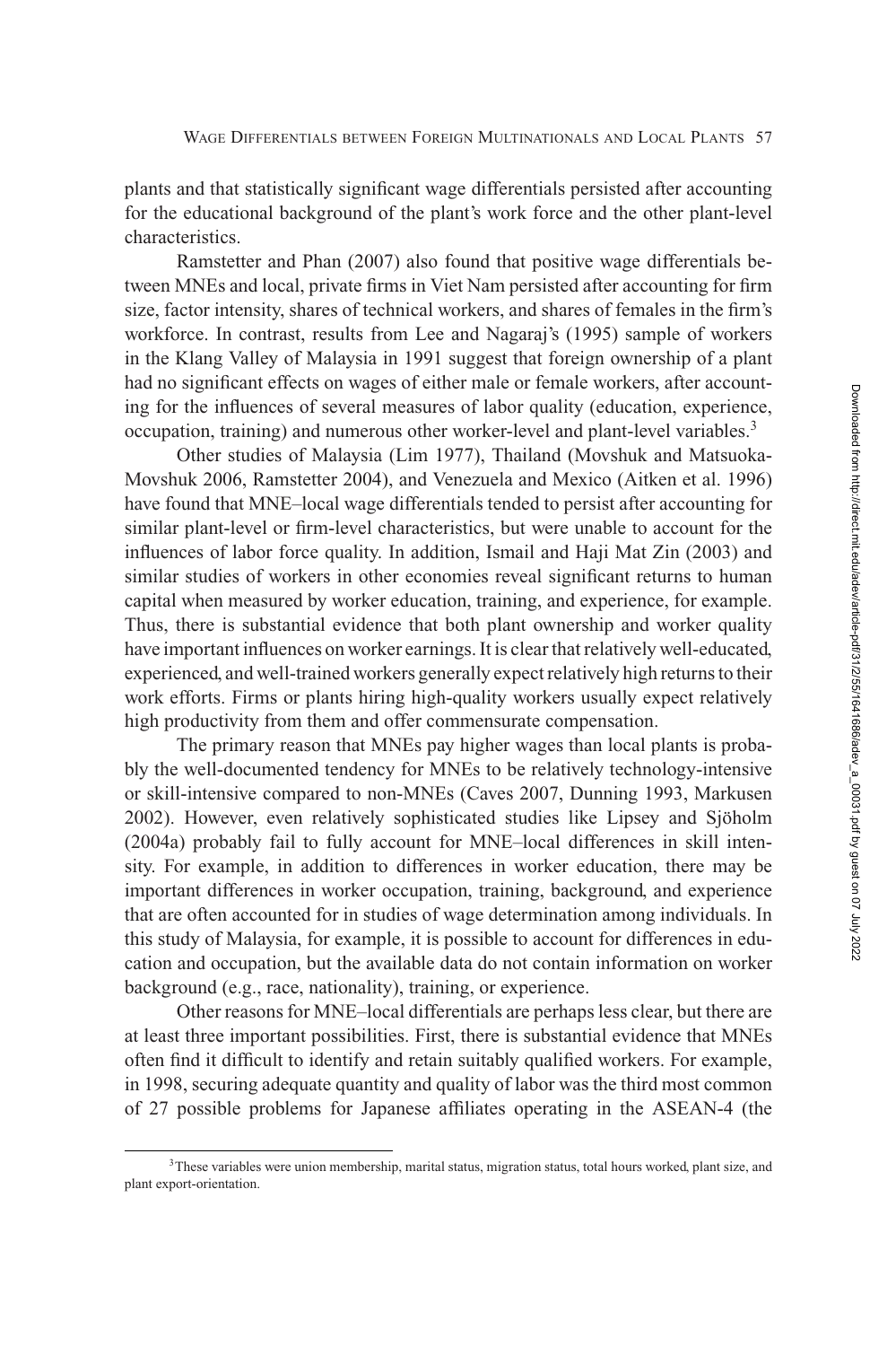plants and that statistically significant wage differentials persisted after accounting for the educational background of the plant's work force and the other plant-level characteristics.

Ramstetter and Phan (2007) also found that positive wage differentials between MNEs and local, private firms in Viet Nam persisted after accounting for firm size, factor intensity, shares of technical workers, and shares of females in the firm's workforce. In contrast, results from Lee and Nagaraj's (1995) sample of workers in the Klang Valley of Malaysia in 1991 suggest that foreign ownership of a plant had no significant effects on wages of either male or female workers, after accounting for the influences of several measures of labor quality (education, experience, occupation, training) and numerous other worker-level and plant-level variables.[3]

Other studies of Malaysia (Lim 1977), Thailand (Movshuk and Matsuoka-Movshuk 2006, Ramstetter 2004), and Venezuela and Mexico (Aitken et al. 1996) have found that MNE–local wage differentials tended to persist after accounting for similar plant-level or firm-level characteristics, but were unable to account for the influences of labor force quality. In addition, Ismail and Haji Mat Zin (2003) and similar studies of workers in other economies reveal significant returns to human capital when measured by worker education, training, and experience, for example. Thus, there is substantial evidence that both plant ownership and worker quality have important influences on worker earnings. It is clear that relatively well-educated, experienced, and well-trained workers generally expect relatively high returns to their work efforts. Firms or plants hiring high-quality workers usually expect relatively high productivity from them and offer commensurate compensation.

The primary reason that MNEs pay higher wages than local plants is probably the well-documented tendency for MNEs to be relatively technology-intensive or skill-intensive compared to non-MNEs (Caves 2007, Dunning 1993, Markusen 2002). However, even relatively sophisticated studies like Lipsey and Sjöholm (2004a) probably fail to fully account for MNE–local differences in skill intensity. For example, in addition to differences in worker education, there may be important differences in worker occupation, training, background, and experience that are often accounted for in studies of wage determination among individuals. In this study of Malaysia, for example, it is possible to account for differences in education and occupation, but the available data do not contain information on worker background (e.g., race, nationality), training, or experience.

Other reasons for MNE–local differentials are perhaps less clear, but there are at least three important possibilities. First, there is substantial evidence that MNEs often find it difficult to identify and retain suitably qualified workers. For example, in 1998, securing adequate quantity and quality of labor was the third most common of 27 possible problems for Japanese affiliates operating in the ASEAN-4 (the

[3] These variables were union membership, marital status, migration status, total hours worked, plant size, and plant export-orientation.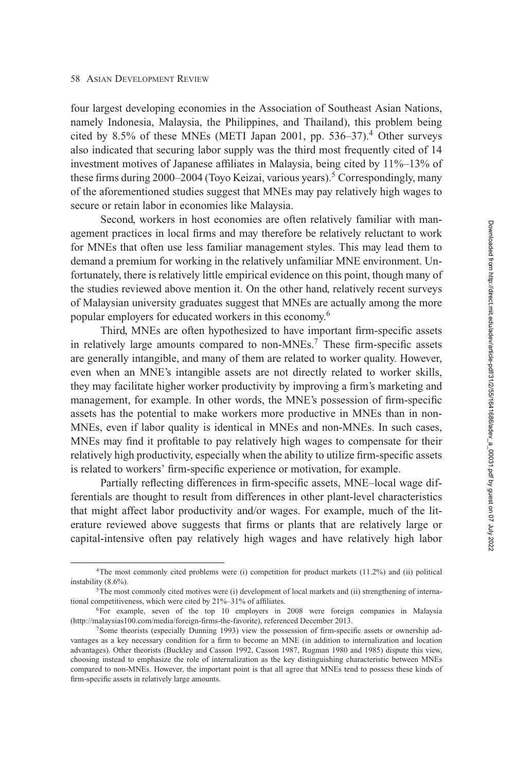four largest developing economies in the Association of Southeast Asian Nations, namely Indonesia, Malaysia, the Philippines, and Thailand), this problem being cited by 8.5% of these MNEs (METI Japan 2001, pp. 536–37).[4] Other surveys also indicated that securing labor supply was the third most frequently cited of 14 investment motives of Japanese affiliates in Malaysia, being cited by 11%–13% of these firms during 2000–2004 (Toyo Keizai, various years).[5] Correspondingly, many of the aforementioned studies suggest that MNEs may pay relatively high wages to secure or retain labor in economies like Malaysia.

Second, workers in host economies are often relatively familiar with management practices in local firms and may therefore be relatively reluctant to work for MNEs that often use less familiar management styles. This may lead them to demand a premium for working in the relatively unfamiliar MNE environment. Unfortunately, there is relatively little empirical evidence on this point, though many of the studies reviewed above mention it. On the other hand, relatively recent surveys of Malaysian university graduates suggest that MNEs are actually among the more popular employers for educated workers in this economy.[6]

Third, MNEs are often hypothesized to have important firm-specific assets in relatively large amounts compared to non-MNEs.[7] These firm-specific assets are generally intangible, and many of them are related to worker quality. However, even when an MNE's intangible assets are not directly related to worker skills, they may facilitate higher worker productivity by improving a firm's marketing and management, for example. In other words, the MNE's possession of firm-specific assets has the potential to make workers more productive in MNEs than in non-MNEs, even if labor quality is identical in MNEs and non-MNEs. In such cases, MNEs may find it profitable to pay relatively high wages to compensate for their relatively high productivity, especially when the ability to utilize firm-specific assets is related to workers' firm-specific experience or motivation, for example.

Partially reflecting differences in firm-specific assets, MNE–local wage differentials are thought to result from differences in other plant-level characteristics that might affect labor productivity and/or wages. For example, much of the literature reviewed above suggests that firms or plants that are relatively large or capital-intensive often pay relatively high wages and have relatively high labor

---

[4]The most commonly cited problems were (i) competition for product markets (11.2%) and (ii) political instability (8.6%).

[5]The most commonly cited motives were (i) development of local markets and (ii) strengthening of international competitiveness, which were cited by 21%–31% of affiliates.

[6]For example, seven of the top 10 employers in 2008 were foreign companies in Malaysia (http://malaysias100.com/media/foreign-firms-the-favorite), referenced December 2013.

[7]Some theorists (especially Dunning 1993) view the possession of firm-specific assets or ownership advantages as a key necessary condition for a firm to become an MNE (in addition to internalization and location advantages). Other theorists (Buckley and Casson 1992, Casson 1987, Rugman 1980 and 1985) dispute this view, choosing instead to emphasize the role of internalization as the key distinguishing characteristic between MNEs compared to non-MNEs. However, the important point is that all agree that MNEs tend to possess these kinds of firm-specific assets in relatively large amounts.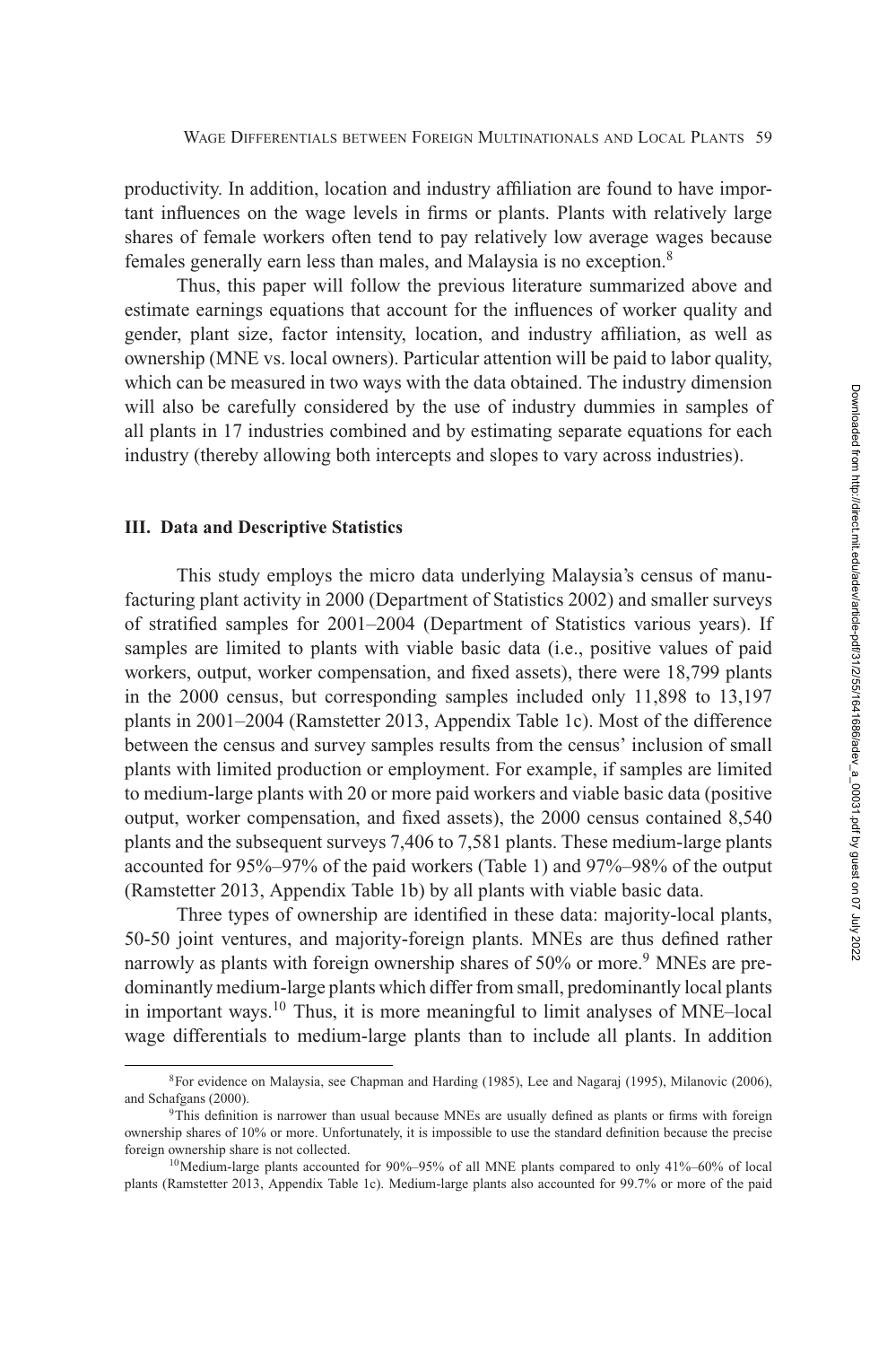productivity. In addition, location and industry affiliation are found to have important influences on the wage levels in firms or plants. Plants with relatively large shares of female workers often tend to pay relatively low average wages because females generally earn less than males, and Malaysia is no exception.[8]

Thus, this paper will follow the previous literature summarized above and estimate earnings equations that account for the influences of worker quality and gender, plant size, factor intensity, location, and industry affiliation, as well as ownership (MNE vs. local owners). Particular attention will be paid to labor quality, which can be measured in two ways with the data obtained. The industry dimension will also be carefully considered by the use of industry dummies in samples of all plants in 17 industries combined and by estimating separate equations for each industry (thereby allowing both intercepts and slopes to vary across industries).

## III. Data and Descriptive Statistics

This study employs the micro data underlying Malaysia's census of manufacturing plant activity in 2000 (Department of Statistics 2002) and smaller surveys of stratified samples for 2001–2004 (Department of Statistics various years). If samples are limited to plants with viable basic data (i.e., positive values of paid workers, output, worker compensation, and fixed assets), there were 18,799 plants in the 2000 census, but corresponding samples included only 11,898 to 13,197 plants in 2001–2004 (Ramstetter 2013, Appendix Table 1c). Most of the difference between the census and survey samples results from the census' inclusion of small plants with limited production or employment. For example, if samples are limited to medium-large plants with 20 or more paid workers and viable basic data (positive output, worker compensation, and fixed assets), the 2000 census contained 8,540 plants and the subsequent surveys 7,406 to 7,581 plants. These medium-large plants accounted for 95%–97% of the paid workers (Table 1) and 97%–98% of the output (Ramstetter 2013, Appendix Table 1b) by all plants with viable basic data.

Three types of ownership are identified in these data: majority-local plants, 50-50 joint ventures, and majority-foreign plants. MNEs are thus defined rather narrowly as plants with foreign ownership shares of 50% or more.[9] MNEs are predominantly medium-large plants which differ from small, predominantly local plants in important ways.[10] Thus, it is more meaningful to limit analyses of MNE–local wage differentials to medium-large plants than to include all plants. In addition

---

[8]For evidence on Malaysia, see Chapman and Harding (1985), Lee and Nagaraj (1995), Milanovic (2006), and Schafgans (2000).

[9]This definition is narrower than usual because MNEs are usually defined as plants or firms with foreign ownership shares of 10% or more. Unfortunately, it is impossible to use the standard definition because the precise foreign ownership share is not collected.

[10]Medium-large plants accounted for 90%–95% of all MNE plants compared to only 41%–60% of local plants (Ramstetter 2013, Appendix Table 1c). Medium-large plants also accounted for 99.7% or more of the paid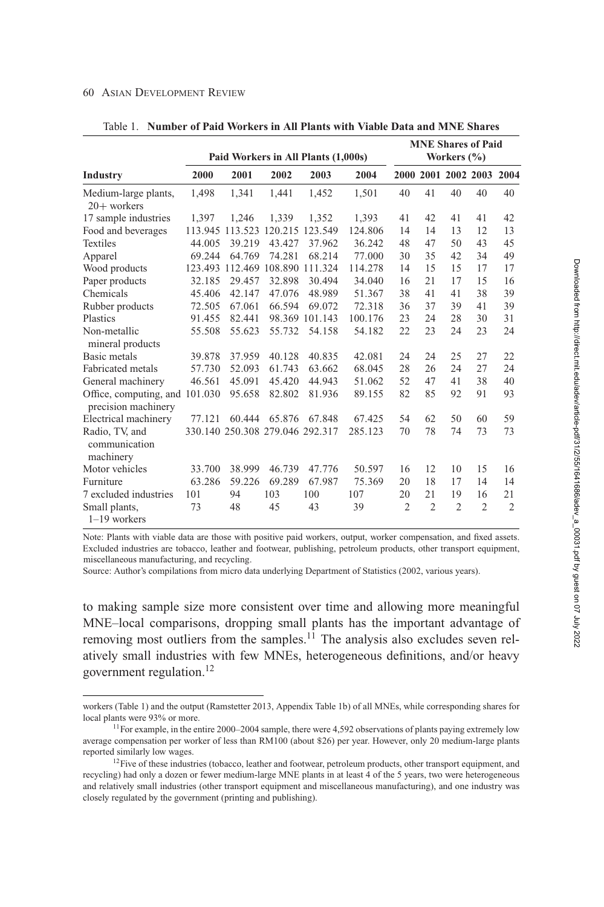Table 1. **Number of Paid Workers in All Plants with Viable Data and MNE Shares**

| Industry | Paid Workers in All Plants (1,000s) | | | | | MNE Shares of Paid Workers (%) | | | | |
|---|---|---|---|---|---|---|---|---|---|---|
| | 2000 | 2001 | 2002 | 2003 | 2004 | 2000 | 2001 | 2002 | 2003 | 2004 |
| Medium-large plants, 20+ workers | 1,498 | 1,341 | 1,441 | 1,452 | 1,501 | 40 | 41 | 40 | 40 | 40 |
| 17 sample industries | 1,397 | 1,246 | 1,339 | 1,352 | 1,393 | 41 | 42 | 41 | 41 | 42 |
| Food and beverages | 113.945 | 113.523 | 120.215 | 123.549 | 124.806 | 14 | 14 | 13 | 12 | 13 |
| Textiles | 44.005 | 39.219 | 43.427 | 37.962 | 36.242 | 48 | 47 | 50 | 43 | 45 |
| Apparel | 69.244 | 64.769 | 74.281 | 68.214 | 77.000 | 30 | 35 | 42 | 34 | 49 |
| Wood products | 123.493 | 112.469 | 108.890 | 111.324 | 114.278 | 14 | 15 | 15 | 17 | 17 |
| Paper products | 32.185 | 29.457 | 32.898 | 30.494 | 34.040 | 16 | 21 | 17 | 15 | 16 |
| Chemicals | 45.406 | 42.147 | 47.076 | 48.989 | 51.367 | 38 | 41 | 41 | 38 | 39 |
| Rubber products | 72.505 | 67.061 | 66.594 | 69.072 | 72.318 | 36 | 37 | 39 | 41 | 39 |
| Plastics | 91.455 | 82.441 | 98.369 | 101.143 | 100.176 | 23 | 24 | 28 | 30 | 31 |
| Non-metallic mineral products | 55.508 | 55.623 | 55.732 | 54.158 | 54.182 | 22 | 23 | 24 | 23 | 24 |
| Basic metals | 39.878 | 37.959 | 40.128 | 40.835 | 42.081 | 24 | 24 | 25 | 27 | 22 |
| Fabricated metals | 57.730 | 52.093 | 61.743 | 63.662 | 68.045 | 28 | 26 | 24 | 27 | 24 |
| General machinery | 46.561 | 45.091 | 45.420 | 44.943 | 51.062 | 52 | 47 | 41 | 38 | 40 |
| Office, computing, and precision machinery | 101.030 | 95.658 | 82.802 | 81.936 | 89.155 | 82 | 85 | 92 | 91 | 93 |
| Electrical machinery | 77.121 | 60.444 | 65.876 | 67.848 | 67.425 | 54 | 62 | 50 | 60 | 59 |
| Radio, TV, and communication machinery | 330.140 | 250.308 | 279.046 | 292.317 | 285.123 | 70 | 78 | 74 | 73 | 73 |
| Motor vehicles | 33.700 | 38.999 | 46.739 | 47.776 | 50.597 | 16 | 12 | 10 | 15 | 16 |
| Furniture | 63.286 | 59.226 | 69.289 | 67.987 | 75.369 | 20 | 18 | 17 | 14 | 14 |
| 7 excluded industries | 101 | 94 | 103 | 100 | 107 | 20 | 21 | 19 | 16 | 21 |
| Small plants, 1–19 workers | 73 | 48 | 45 | 43 | 39 | 2 | 2 | 2 | 2 | 2 |

Note: Plants with viable data are those with positive paid workers, output, worker compensation, and fixed assets. Excluded industries are tobacco, leather and footwear, publishing, petroleum products, other transport equipment, miscellaneous manufacturing, and recycling.

Source: Author's compilations from micro data underlying Department of Statistics (2002, various years).

to making sample size more consistent over time and allowing more meaningful MNE–local comparisons, dropping small plants has the important advantage of removing most outliers from the samples.[11] The analysis also excludes seven relatively small industries with few MNEs, heterogeneous definitions, and/or heavy government regulation.[12]

workers (Table 1) and the output (Ramstetter 2013, Appendix Table 1b) of all MNEs, while corresponding shares for local plants were 93% or more.

[11]For example, in the entire 2000–2004 sample, there were 4,592 observations of plants paying extremely low average compensation per worker of less than RM100 (about $26) per year. However, only 20 medium-large plants reported similarly low wages.

[12]Five of these industries (tobacco, leather and footwear, petroleum products, other transport equipment, and recycling) had only a dozen or fewer medium-large MNE plants in at least 4 of the 5 years, two were heterogeneous and relatively small industries (other transport equipment and miscellaneous manufacturing), and one industry was closely regulated by the government (printing and publishing).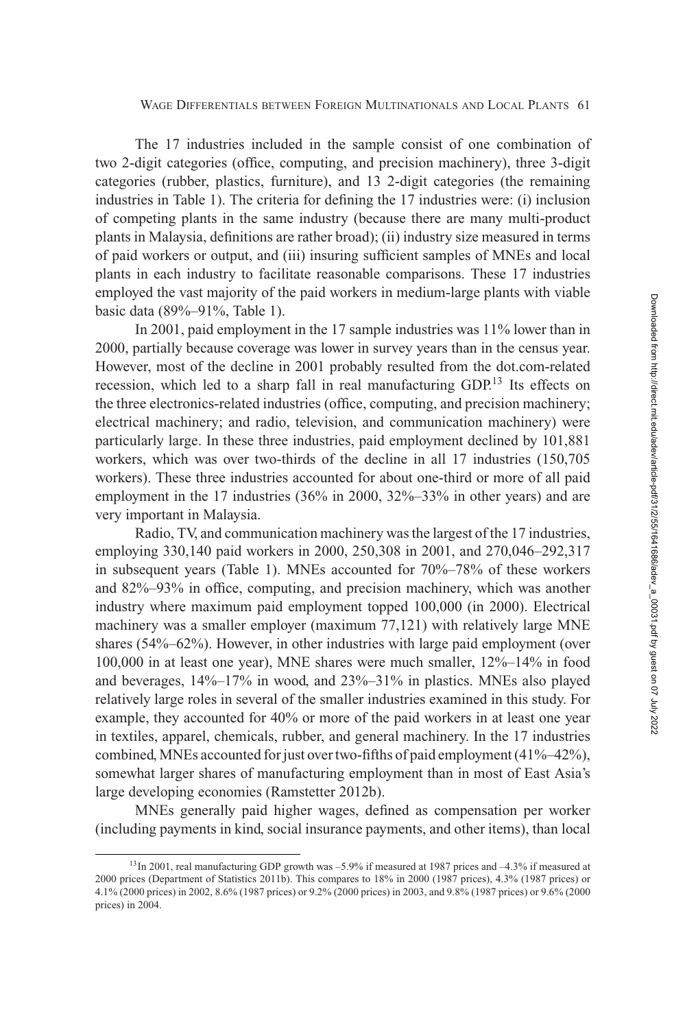The 17 industries included in the sample consist of one combination of two 2-digit categories (office, computing, and precision machinery), three 3-digit categories (rubber, plastics, furniture), and 13 2-digit categories (the remaining industries in Table 1). The criteria for defining the 17 industries were: (i) inclusion of competing plants in the same industry (because there are many multi-product plants in Malaysia, definitions are rather broad); (ii) industry size measured in terms of paid workers or output, and (iii) insuring sufficient samples of MNEs and local plants in each industry to facilitate reasonable comparisons. These 17 industries employed the vast majority of the paid workers in medium-large plants with viable basic data (89%–91%, Table 1).

In 2001, paid employment in the 17 sample industries was 11% lower than in 2000, partially because coverage was lower in survey years than in the census year. However, most of the decline in 2001 probably resulted from the dot.com-related recession, which led to a sharp fall in real manufacturing GDP.[13] Its effects on the three electronics-related industries (office, computing, and precision machinery; electrical machinery; and radio, television, and communication machinery) were particularly large. In these three industries, paid employment declined by 101,881 workers, which was over two-thirds of the decline in all 17 industries (150,705 workers). These three industries accounted for about one-third or more of all paid employment in the 17 industries (36% in 2000, 32%–33% in other years) and are very important in Malaysia.

Radio, TV, and communication machinery was the largest of the 17 industries, employing 330,140 paid workers in 2000, 250,308 in 2001, and 270,046–292,317 in subsequent years (Table 1). MNEs accounted for 70%–78% of these workers and 82%–93% in office, computing, and precision machinery, which was another industry where maximum paid employment topped 100,000 (in 2000). Electrical machinery was a smaller employer (maximum 77,121) with relatively large MNE shares (54%–62%). However, in other industries with large paid employment (over 100,000 in at least one year), MNE shares were much smaller, 12%–14% in food and beverages, 14%–17% in wood, and 23%–31% in plastics. MNEs also played relatively large roles in several of the smaller industries examined in this study. For example, they accounted for 40% or more of the paid workers in at least one year in textiles, apparel, chemicals, rubber, and general machinery. In the 17 industries combined, MNEs accounted for just over two-fifths of paid employment (41%–42%), somewhat larger shares of manufacturing employment than in most of East Asia's large developing economies (Ramstetter 2012b).

MNEs generally paid higher wages, defined as compensation per worker (including payments in kind, social insurance payments, and other items), than local

[13] In 2001, real manufacturing GDP growth was –5.9% if measured at 1987 prices and –4.3% if measured at 2000 prices (Department of Statistics 2011b). This compares to 18% in 2000 (1987 prices), 4.3% (1987 prices) or 4.1% (2000 prices) in 2002, 8.6% (1987 prices) or 9.2% (2000 prices) in 2003, and 9.8% (1987 prices) or 9.6% (2000 prices) in 2004.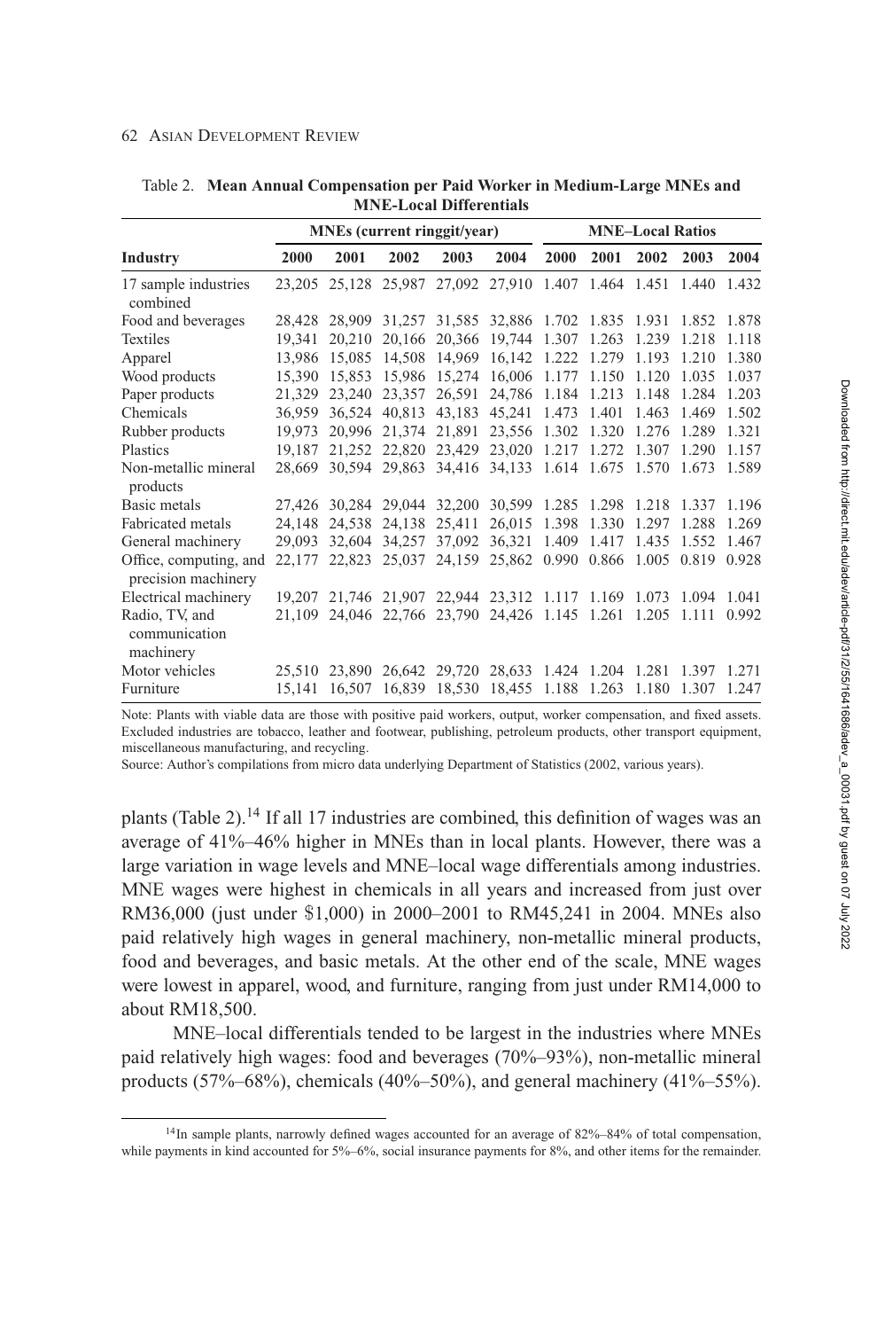Table 2. **Mean Annual Compensation per Paid Worker in Medium-Large MNEs and MNE-Local Differentials**

| | MNEs (current ringgit/year) | | | | | MNE–Local Ratios | | | | |
|---|---|---|---|---|---|---|---|---|---|---|
| **Industry** | **2000** | **2001** | **2002** | **2003** | **2004** | **2000** | **2001** | **2002** | **2003** | **2004** |
| 17 sample industries combined | 23,205 | 25,128 | 25,987 | 27,092 | 27,910 | 1.407 | 1.464 | 1.451 | 1.440 | 1.432 |
| Food and beverages | 28,428 | 28,909 | 31,257 | 31,585 | 32,886 | 1.702 | 1.835 | 1.931 | 1.852 | 1.878 |
| Textiles | 19,341 | 20,210 | 20,166 | 20,366 | 19,744 | 1.307 | 1.263 | 1.239 | 1.218 | 1.118 |
| Apparel | 13,986 | 15,085 | 14,508 | 14,969 | 16,142 | 1.222 | 1.279 | 1.193 | 1.210 | 1.380 |
| Wood products | 15,390 | 15,853 | 15,986 | 15,274 | 16,006 | 1.177 | 1.150 | 1.120 | 1.035 | 1.037 |
| Paper products | 21,329 | 23,240 | 23,357 | 26,591 | 24,786 | 1.184 | 1.213 | 1.148 | 1.284 | 1.203 |
| Chemicals | 36,959 | 36,524 | 40,813 | 43,183 | 45,241 | 1.473 | 1.401 | 1.463 | 1.469 | 1.502 |
| Rubber products | 19,973 | 20,996 | 21,374 | 21,891 | 23,556 | 1.302 | 1.320 | 1.276 | 1.289 | 1.321 |
| Plastics | 19,187 | 21,252 | 22,820 | 23,429 | 23,020 | 1.217 | 1.272 | 1.307 | 1.290 | 1.157 |
| Non-metallic mineral products | 28,669 | 30,594 | 29,863 | 34,416 | 34,133 | 1.614 | 1.675 | 1.570 | 1.673 | 1.589 |
| Basic metals | 27,426 | 30,284 | 29,044 | 32,200 | 30,599 | 1.285 | 1.298 | 1.218 | 1.337 | 1.196 |
| Fabricated metals | 24,148 | 24,538 | 24,138 | 25,411 | 26,015 | 1.398 | 1.330 | 1.297 | 1.288 | 1.269 |
| General machinery | 29,093 | 32,604 | 34,257 | 37,092 | 36,321 | 1.409 | 1.417 | 1.435 | 1.552 | 1.467 |
| Office, computing, and precision machinery | 22,177 | 22,823 | 25,037 | 24,159 | 25,862 | 0.990 | 0.866 | 1.005 | 0.819 | 0.928 |
| Electrical machinery | 19,207 | 21,746 | 21,907 | 22,944 | 23,312 | 1.117 | 1.169 | 1.073 | 1.094 | 1.041 |
| Radio, TV, and communication machinery | 21,109 | 24,046 | 22,766 | 23,790 | 24,426 | 1.145 | 1.261 | 1.205 | 1.111 | 0.992 |
| Motor vehicles | 25,510 | 23,890 | 26,642 | 29,720 | 28,633 | 1.424 | 1.204 | 1.281 | 1.397 | 1.271 |
| Furniture | 15,141 | 16,507 | 16,839 | 18,530 | 18,455 | 1.188 | 1.263 | 1.180 | 1.307 | 1.247 |

Note: Plants with viable data are those with positive paid workers, output, worker compensation, and fixed assets. Excluded industries are tobacco, leather and footwear, publishing, petroleum products, other transport equipment, miscellaneous manufacturing, and recycling.

Source: Author's compilations from micro data underlying Department of Statistics (2002, various years).

plants (Table 2).[14] If all 17 industries are combined, this definition of wages was an average of 41%–46% higher in MNEs than in local plants. However, there was a large variation in wage levels and MNE–local wage differentials among industries. MNE wages were highest in chemicals in all years and increased from just over RM36,000 (just under $1,000) in 2000–2001 to RM45,241 in 2004. MNEs also paid relatively high wages in general machinery, non-metallic mineral products, food and beverages, and basic metals. At the other end of the scale, MNE wages were lowest in apparel, wood, and furniture, ranging from just under RM14,000 to about RM18,500.

MNE–local differentials tended to be largest in the industries where MNEs paid relatively high wages: food and beverages (70%–93%), non-metallic mineral products (57%–68%), chemicals (40%–50%), and general machinery (41%–55%).

[14]In sample plants, narrowly defined wages accounted for an average of 82%–84% of total compensation, while payments in kind accounted for 5%–6%, social insurance payments for 8%, and other items for the remainder.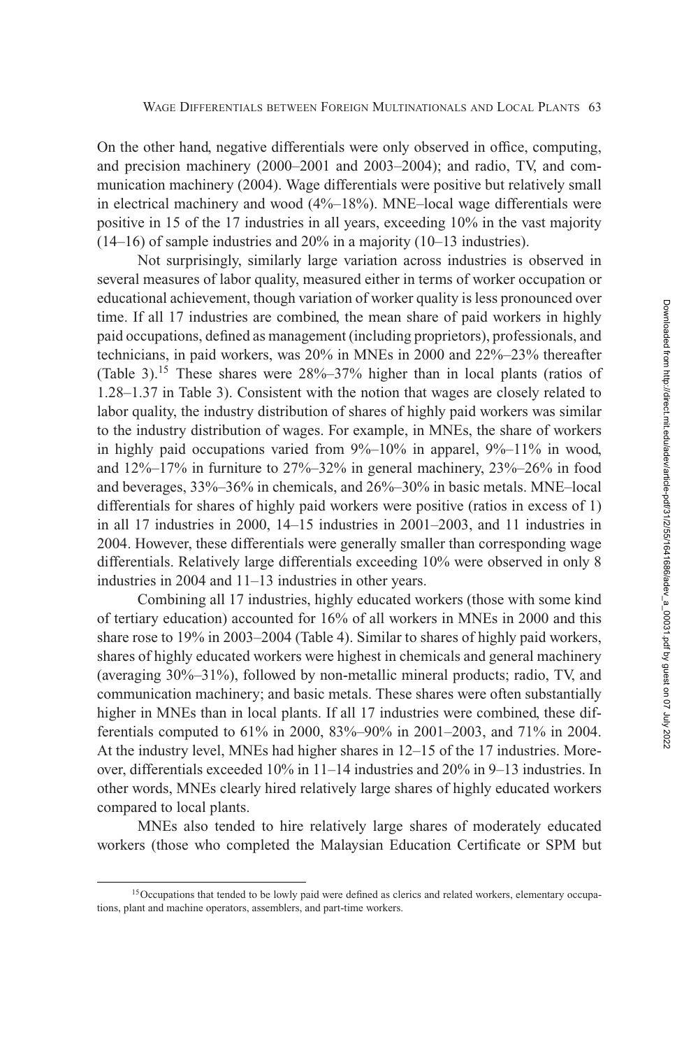On the other hand, negative differentials were only observed in office, computing, and precision machinery (2000–2001 and 2003–2004); and radio, TV, and communication machinery (2004). Wage differentials were positive but relatively small in electrical machinery and wood (4%–18%). MNE–local wage differentials were positive in 15 of the 17 industries in all years, exceeding 10% in the vast majority (14–16) of sample industries and 20% in a majority (10–13 industries).

Not surprisingly, similarly large variation across industries is observed in several measures of labor quality, measured either in terms of worker occupation or educational achievement, though variation of worker quality is less pronounced over time. If all 17 industries are combined, the mean share of paid workers in highly paid occupations, defined as management (including proprietors), professionals, and technicians, in paid workers, was 20% in MNEs in 2000 and 22%–23% thereafter (Table 3).[15] These shares were 28%–37% higher than in local plants (ratios of 1.28–1.37 in Table 3). Consistent with the notion that wages are closely related to labor quality, the industry distribution of shares of highly paid workers was similar to the industry distribution of wages. For example, in MNEs, the share of workers in highly paid occupations varied from 9%–10% in apparel, 9%–11% in wood, and 12%–17% in furniture to 27%–32% in general machinery, 23%–26% in food and beverages, 33%–36% in chemicals, and 26%–30% in basic metals. MNE–local differentials for shares of highly paid workers were positive (ratios in excess of 1) in all 17 industries in 2000, 14–15 industries in 2001–2003, and 11 industries in 2004. However, these differentials were generally smaller than corresponding wage differentials. Relatively large differentials exceeding 10% were observed in only 8 industries in 2004 and 11–13 industries in other years.

Combining all 17 industries, highly educated workers (those with some kind of tertiary education) accounted for 16% of all workers in MNEs in 2000 and this share rose to 19% in 2003–2004 (Table 4). Similar to shares of highly paid workers, shares of highly educated workers were highest in chemicals and general machinery (averaging 30%–31%), followed by non-metallic mineral products; radio, TV, and communication machinery; and basic metals. These shares were often substantially higher in MNEs than in local plants. If all 17 industries were combined, these differentials computed to 61% in 2000, 83%–90% in 2001–2003, and 71% in 2004. At the industry level, MNEs had higher shares in 12–15 of the 17 industries. Moreover, differentials exceeded 10% in 11–14 industries and 20% in 9–13 industries. In other words, MNEs clearly hired relatively large shares of highly educated workers compared to local plants.

MNEs also tended to hire relatively large shares of moderately educated workers (those who completed the Malaysian Education Certificate or SPM but

[15] Occupations that tended to be lowly paid were defined as clerics and related workers, elementary occupations, plant and machine operators, assemblers, and part-time workers.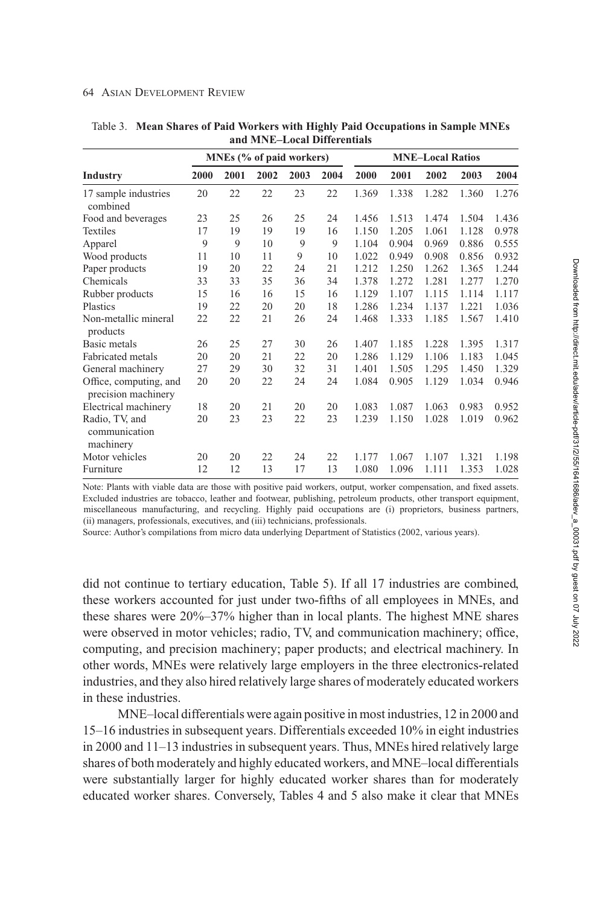Table 3. **Mean Shares of Paid Workers with Highly Paid Occupations in Sample MNEs and MNE–Local Differentials**

| Industry | MNEs (% of paid workers) | | | | | MNE–Local Ratios | | | | |
|---|---|---|---|---|---|---|---|---|---|---|
| | 2000 | 2001 | 2002 | 2003 | 2004 | 2000 | 2001 | 2002 | 2003 | 2004 |
| 17 sample industries combined | 20 | 22 | 22 | 23 | 22 | 1.369 | 1.338 | 1.282 | 1.360 | 1.276 |
| Food and beverages | 23 | 25 | 26 | 25 | 24 | 1.456 | 1.513 | 1.474 | 1.504 | 1.436 |
| Textiles | 17 | 19 | 19 | 19 | 16 | 1.150 | 1.205 | 1.061 | 1.128 | 0.978 |
| Apparel | 9 | 9 | 10 | 9 | 9 | 1.104 | 0.904 | 0.969 | 0.886 | 0.555 |
| Wood products | 11 | 10 | 11 | 9 | 10 | 1.022 | 0.949 | 0.908 | 0.856 | 0.932 |
| Paper products | 19 | 20 | 22 | 24 | 21 | 1.212 | 1.250 | 1.262 | 1.365 | 1.244 |
| Chemicals | 33 | 33 | 35 | 36 | 34 | 1.378 | 1.272 | 1.281 | 1.277 | 1.270 |
| Rubber products | 15 | 16 | 16 | 15 | 16 | 1.129 | 1.107 | 1.115 | 1.114 | 1.117 |
| Plastics | 19 | 22 | 20 | 20 | 18 | 1.286 | 1.234 | 1.137 | 1.221 | 1.036 |
| Non-metallic mineral products | 22 | 22 | 21 | 26 | 24 | 1.468 | 1.333 | 1.185 | 1.567 | 1.410 |
| Basic metals | 26 | 25 | 27 | 30 | 26 | 1.407 | 1.185 | 1.228 | 1.395 | 1.317 |
| Fabricated metals | 20 | 20 | 21 | 22 | 20 | 1.286 | 1.129 | 1.106 | 1.183 | 1.045 |
| General machinery | 27 | 29 | 30 | 32 | 31 | 1.401 | 1.505 | 1.295 | 1.450 | 1.329 |
| Office, computing, and precision machinery | 20 | 20 | 22 | 24 | 24 | 1.084 | 0.905 | 1.129 | 1.034 | 0.946 |
| Electrical machinery | 18 | 20 | 21 | 20 | 20 | 1.083 | 1.087 | 1.063 | 0.983 | 0.952 |
| Radio, TV, and communication machinery | 20 | 23 | 23 | 22 | 23 | 1.239 | 1.150 | 1.028 | 1.019 | 0.962 |
| Motor vehicles | 20 | 20 | 22 | 24 | 22 | 1.177 | 1.067 | 1.107 | 1.321 | 1.198 |
| Furniture | 12 | 12 | 13 | 17 | 13 | 1.080 | 1.096 | 1.111 | 1.353 | 1.028 |

Note: Plants with viable data are those with positive paid workers, output, worker compensation, and fixed assets. Excluded industries are tobacco, leather and footwear, publishing, petroleum products, other transport equipment, miscellaneous manufacturing, and recycling. Highly paid occupations are (i) proprietors, business partners, (ii) managers, professionals, executives, and (iii) technicians, professionals.

Source: Author's compilations from micro data underlying Department of Statistics (2002, various years).

did not continue to tertiary education, Table 5). If all 17 industries are combined, these workers accounted for just under two-fifths of all employees in MNEs, and these shares were 20%–37% higher than in local plants. The highest MNE shares were observed in motor vehicles; radio, TV, and communication machinery; office, computing, and precision machinery; paper products; and electrical machinery. In other words, MNEs were relatively large employers in the three electronics-related industries, and they also hired relatively large shares of moderately educated workers in these industries.

MNE–local differentials were again positive in most industries, 12 in 2000 and 15–16 industries in subsequent years. Differentials exceeded 10% in eight industries in 2000 and 11–13 industries in subsequent years. Thus, MNEs hired relatively large shares of both moderately and highly educated workers, and MNE–local differentials were substantially larger for highly educated worker shares than for moderately educated worker shares. Conversely, Tables 4 and 5 also make it clear that MNEs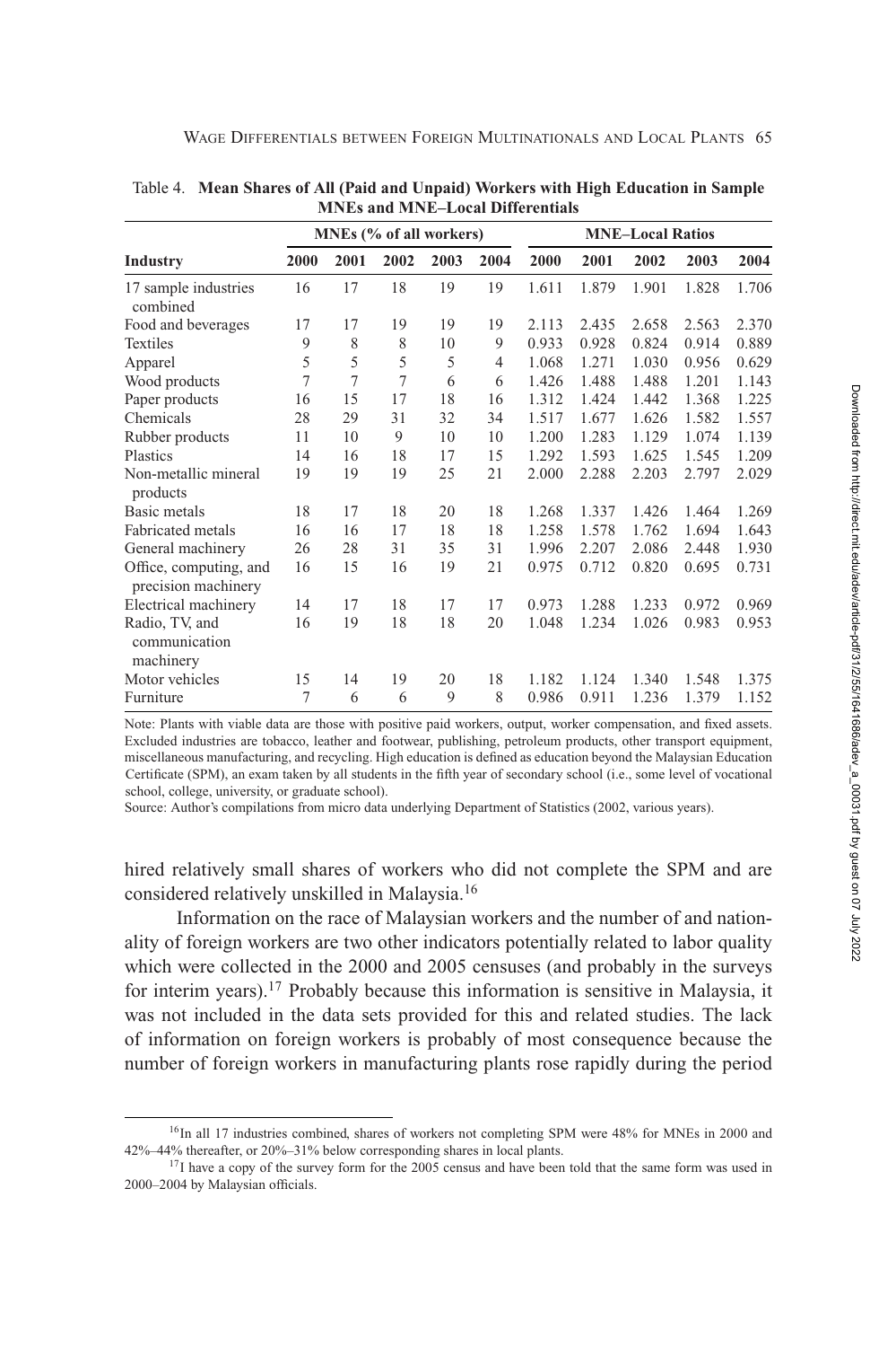Table 4. **Mean Shares of All (Paid and Unpaid) Workers with High Education in Sample MNEs and MNE–Local Differentials**

| Industry | MNEs (% of all workers) | | | | | MNE–Local Ratios | | | | |
|---|---|---|---|---|---|---|---|---|---|---|
| | 2000 | 2001 | 2002 | 2003 | 2004 | 2000 | 2001 | 2002 | 2003 | 2004 |
| 17 sample industries combined | 16 | 17 | 18 | 19 | 19 | 1.611 | 1.879 | 1.901 | 1.828 | 1.706 |
| Food and beverages | 17 | 17 | 19 | 19 | 19 | 2.113 | 2.435 | 2.658 | 2.563 | 2.370 |
| Textiles | 9 | 8 | 8 | 10 | 9 | 0.933 | 0.928 | 0.824 | 0.914 | 0.889 |
| Apparel | 5 | 5 | 5 | 5 | 4 | 1.068 | 1.271 | 1.030 | 0.956 | 0.629 |
| Wood products | 7 | 7 | 7 | 6 | 6 | 1.426 | 1.488 | 1.488 | 1.201 | 1.143 |
| Paper products | 16 | 15 | 17 | 18 | 16 | 1.312 | 1.424 | 1.442 | 1.368 | 1.225 |
| Chemicals | 28 | 29 | 31 | 32 | 34 | 1.517 | 1.677 | 1.626 | 1.582 | 1.557 |
| Rubber products | 11 | 10 | 9 | 10 | 10 | 1.200 | 1.283 | 1.129 | 1.074 | 1.139 |
| Plastics | 14 | 16 | 18 | 17 | 15 | 1.292 | 1.593 | 1.625 | 1.545 | 1.209 |
| Non-metallic mineral products | 19 | 19 | 19 | 25 | 21 | 2.000 | 2.288 | 2.203 | 2.797 | 2.029 |
| Basic metals | 18 | 17 | 18 | 20 | 18 | 1.268 | 1.337 | 1.426 | 1.464 | 1.269 |
| Fabricated metals | 16 | 16 | 17 | 18 | 18 | 1.258 | 1.578 | 1.762 | 1.694 | 1.643 |
| General machinery | 26 | 28 | 31 | 35 | 31 | 1.996 | 2.207 | 2.086 | 2.448 | 1.930 |
| Office, computing, and precision machinery | 16 | 15 | 16 | 19 | 21 | 0.975 | 0.712 | 0.820 | 0.695 | 0.731 |
| Electrical machinery | 14 | 17 | 18 | 17 | 17 | 0.973 | 1.288 | 1.233 | 0.972 | 0.969 |
| Radio, TV, and communication machinery | 16 | 19 | 18 | 18 | 20 | 1.048 | 1.234 | 1.026 | 0.983 | 0.953 |
| Motor vehicles | 15 | 14 | 19 | 20 | 18 | 1.182 | 1.124 | 1.340 | 1.548 | 1.375 |
| Furniture | 7 | 6 | 6 | 9 | 8 | 0.986 | 0.911 | 1.236 | 1.379 | 1.152 |

Note: Plants with viable data are those with positive paid workers, output, worker compensation, and fixed assets. Excluded industries are tobacco, leather and footwear, publishing, petroleum products, other transport equipment, miscellaneous manufacturing, and recycling. High education is defined as education beyond the Malaysian Education Certificate (SPM), an exam taken by all students in the fifth year of secondary school (i.e., some level of vocational school, college, university, or graduate school).

Source: Author's compilations from micro data underlying Department of Statistics (2002, various years).

hired relatively small shares of workers who did not complete the SPM and are considered relatively unskilled in Malaysia.[16]

Information on the race of Malaysian workers and the number of and nationality of foreign workers are two other indicators potentially related to labor quality which were collected in the 2000 and 2005 censuses (and probably in the surveys for interim years).[17] Probably because this information is sensitive in Malaysia, it was not included in the data sets provided for this and related studies. The lack of information on foreign workers is probably of most consequence because the number of foreign workers in manufacturing plants rose rapidly during the period

[16] In all 17 industries combined, shares of workers not completing SPM were 48% for MNEs in 2000 and 42%–44% thereafter, or 20%–31% below corresponding shares in local plants.

[17] I have a copy of the survey form for the 2005 census and have been told that the same form was used in 2000–2004 by Malaysian officials.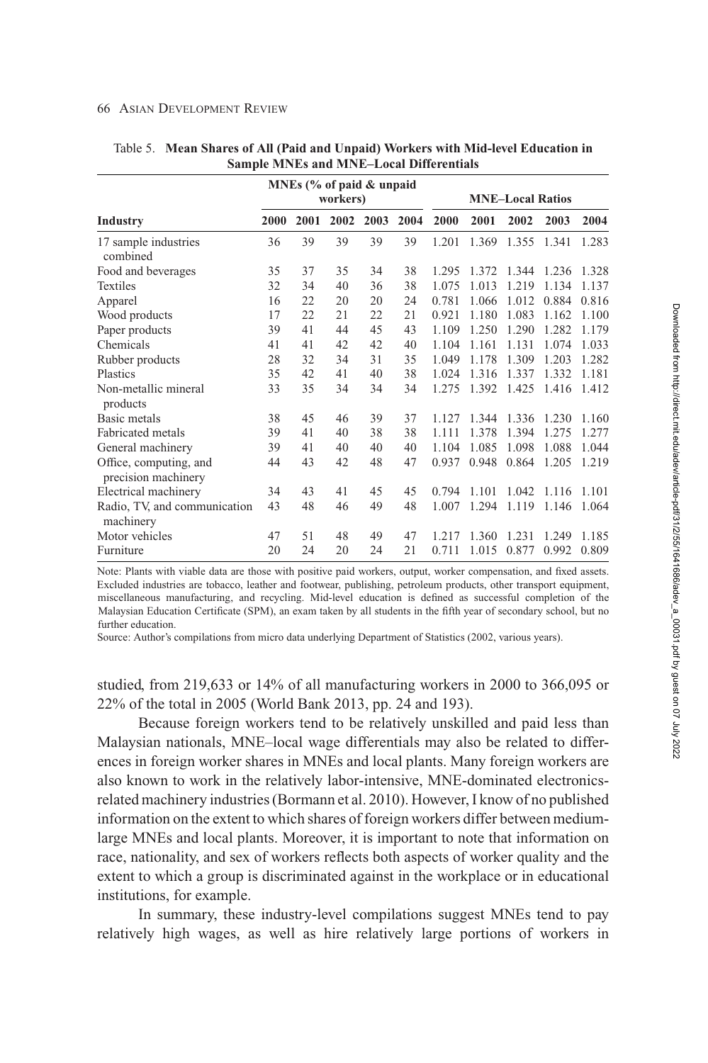Table 5. **Mean Shares of All (Paid and Unpaid) Workers with Mid-level Education in Sample MNEs and MNE–Local Differentials**

| Industry | MNEs (% of paid & unpaid workers) | | | | | MNE–Local Ratios | | | | |
|---|---|---|---|---|---|---|---|---|---|---|
| | 2000 | 2001 | 2002 | 2003 | 2004 | 2000 | 2001 | 2002 | 2003 | 2004 |
| 17 sample industries combined | 36 | 39 | 39 | 39 | 39 | 1.201 | 1.369 | 1.355 | 1.341 | 1.283 |
| Food and beverages | 35 | 37 | 35 | 34 | 38 | 1.295 | 1.372 | 1.344 | 1.236 | 1.328 |
| Textiles | 32 | 34 | 40 | 36 | 38 | 1.075 | 1.013 | 1.219 | 1.134 | 1.137 |
| Apparel | 16 | 22 | 20 | 20 | 24 | 0.781 | 1.066 | 1.012 | 0.884 | 0.816 |
| Wood products | 17 | 22 | 21 | 22 | 21 | 0.921 | 1.180 | 1.083 | 1.162 | 1.100 |
| Paper products | 39 | 41 | 44 | 45 | 43 | 1.109 | 1.250 | 1.290 | 1.282 | 1.179 |
| Chemicals | 41 | 41 | 42 | 42 | 40 | 1.104 | 1.161 | 1.131 | 1.074 | 1.033 |
| Rubber products | 28 | 32 | 34 | 31 | 35 | 1.049 | 1.178 | 1.309 | 1.203 | 1.282 |
| Plastics | 35 | 42 | 41 | 40 | 38 | 1.024 | 1.316 | 1.337 | 1.332 | 1.181 |
| Non-metallic mineral products | 33 | 35 | 34 | 34 | 34 | 1.275 | 1.392 | 1.425 | 1.416 | 1.412 |
| Basic metals | 38 | 45 | 46 | 39 | 37 | 1.127 | 1.344 | 1.336 | 1.230 | 1.160 |
| Fabricated metals | 39 | 41 | 40 | 38 | 38 | 1.111 | 1.378 | 1.394 | 1.275 | 1.277 |
| General machinery | 39 | 41 | 40 | 40 | 40 | 1.104 | 1.085 | 1.098 | 1.088 | 1.044 |
| Office, computing, and precision machinery | 44 | 43 | 42 | 48 | 47 | 0.937 | 0.948 | 0.864 | 1.205 | 1.219 |
| Electrical machinery | 34 | 43 | 41 | 45 | 45 | 0.794 | 1.101 | 1.042 | 1.116 | 1.101 |
| Radio, TV, and communication machinery | 43 | 48 | 46 | 49 | 48 | 1.007 | 1.294 | 1.119 | 1.146 | 1.064 |
| Motor vehicles | 47 | 51 | 48 | 49 | 47 | 1.217 | 1.360 | 1.231 | 1.249 | 1.185 |
| Furniture | 20 | 24 | 20 | 24 | 21 | 0.711 | 1.015 | 0.877 | 0.992 | 0.809 |

Note: Plants with viable data are those with positive paid workers, output, worker compensation, and fixed assets. Excluded industries are tobacco, leather and footwear, publishing, petroleum products, other transport equipment, miscellaneous manufacturing, and recycling. Mid-level education is defined as successful completion of the Malaysian Education Certificate (SPM), an exam taken by all students in the fifth year of secondary school, but no further education.

Source: Author's compilations from micro data underlying Department of Statistics (2002, various years).

studied, from 219,633 or 14% of all manufacturing workers in 2000 to 366,095 or 22% of the total in 2005 (World Bank 2013, pp. 24 and 193).

Because foreign workers tend to be relatively unskilled and paid less than Malaysian nationals, MNE–local wage differentials may also be related to differences in foreign worker shares in MNEs and local plants. Many foreign workers are also known to work in the relatively labor-intensive, MNE-dominated electronics-related machinery industries (Bormann et al. 2010). However, I know of no published information on the extent to which shares of foreign workers differ between medium-large MNEs and local plants. Moreover, it is important to note that information on race, nationality, and sex of workers reflects both aspects of worker quality and the extent to which a group is discriminated against in the workplace or in educational institutions, for example.

In summary, these industry-level compilations suggest MNEs tend to pay relatively high wages, as well as hire relatively large portions of workers in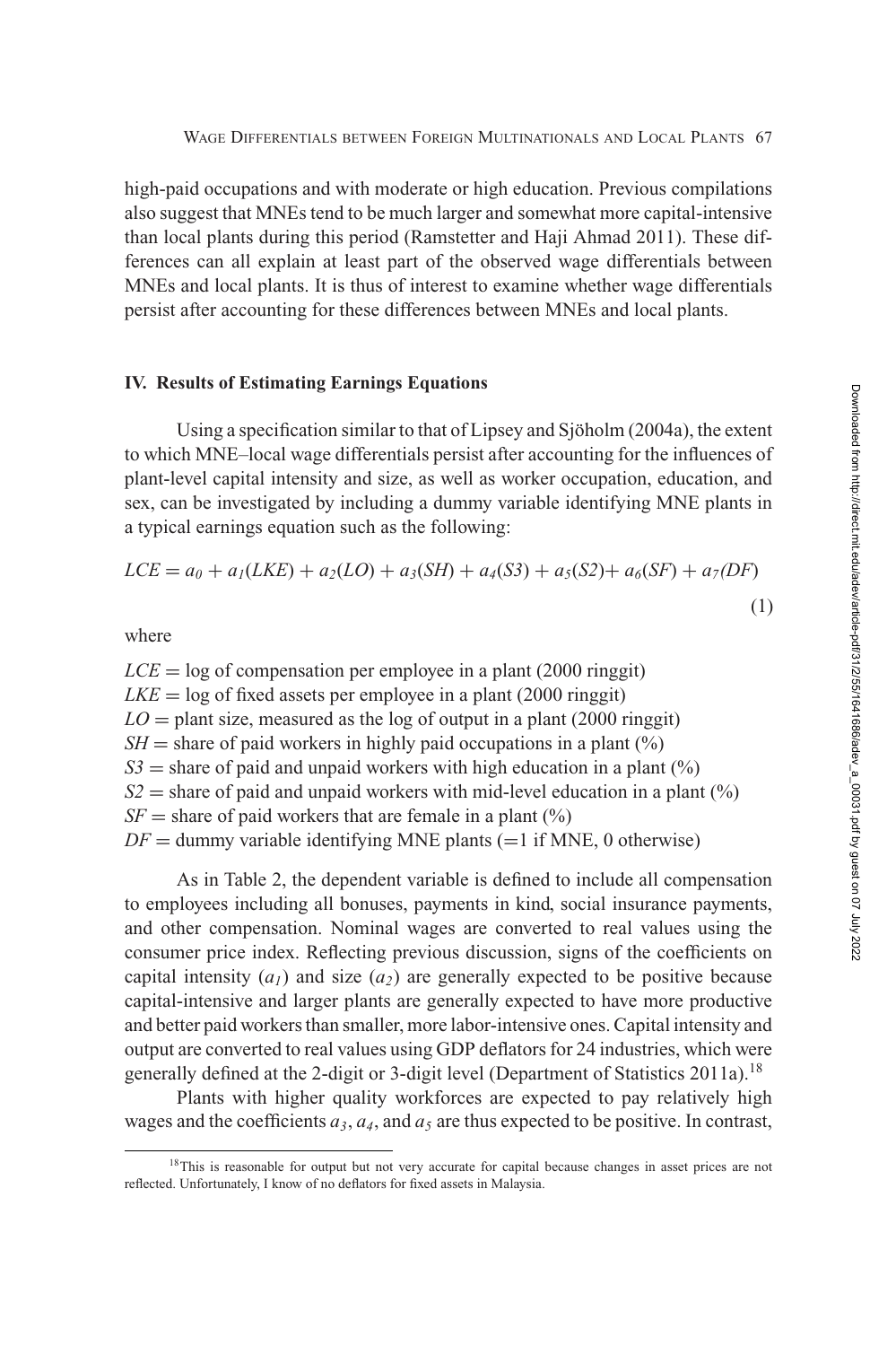high-paid occupations and with moderate or high education. Previous compilations also suggest that MNEs tend to be much larger and somewhat more capital-intensive than local plants during this period (Ramstetter and Haji Ahmad 2011). These differences can all explain at least part of the observed wage differentials between MNEs and local plants. It is thus of interest to examine whether wage differentials persist after accounting for these differences between MNEs and local plants.

## IV. Results of Estimating Earnings Equations

Using a specification similar to that of Lipsey and Sjöholm (2004a), the extent to which MNE–local wage differentials persist after accounting for the influences of plant-level capital intensity and size, as well as worker occupation, education, and sex, can be investigated by including a dummy variable identifying MNE plants in a typical earnings equation such as the following:

$$LCE = a_0 + a_1(LKE) + a_2(LO) + a_3(SH) + a_4(S3) + a_5(S2) + a_6(SF) + a_7(DF) \quad (1)$$

where

$LCE$ = log of compensation per employee in a plant (2000 ringgit)
$LKE$ = log of fixed assets per employee in a plant (2000 ringgit)
$LO$ = plant size, measured as the log of output in a plant (2000 ringgit)
$SH$ = share of paid workers in highly paid occupations in a plant (%)
$S3$ = share of paid and unpaid workers with high education in a plant (%)
$S2$ = share of paid and unpaid workers with mid-level education in a plant (%)
$SF$ = share of paid workers that are female in a plant (%)
$DF$ = dummy variable identifying MNE plants (=1 if MNE, 0 otherwise)

As in Table 2, the dependent variable is defined to include all compensation to employees including all bonuses, payments in kind, social insurance payments, and other compensation. Nominal wages are converted to real values using the consumer price index. Reflecting previous discussion, signs of the coefficients on capital intensity ($a_1$) and size ($a_2$) are generally expected to be positive because capital-intensive and larger plants are generally expected to have more productive and better paid workers than smaller, more labor-intensive ones. Capital intensity and output are converted to real values using GDP deflators for 24 industries, which were generally defined at the 2-digit or 3-digit level (Department of Statistics 2011a).[18]

Plants with higher quality workforces are expected to pay relatively high wages and the coefficients $a_3$, $a_4$, and $a_5$ are thus expected to be positive. In contrast,

[18] This is reasonable for output but not very accurate for capital because changes in asset prices are not reflected. Unfortunately, I know of no deflators for fixed assets in Malaysia.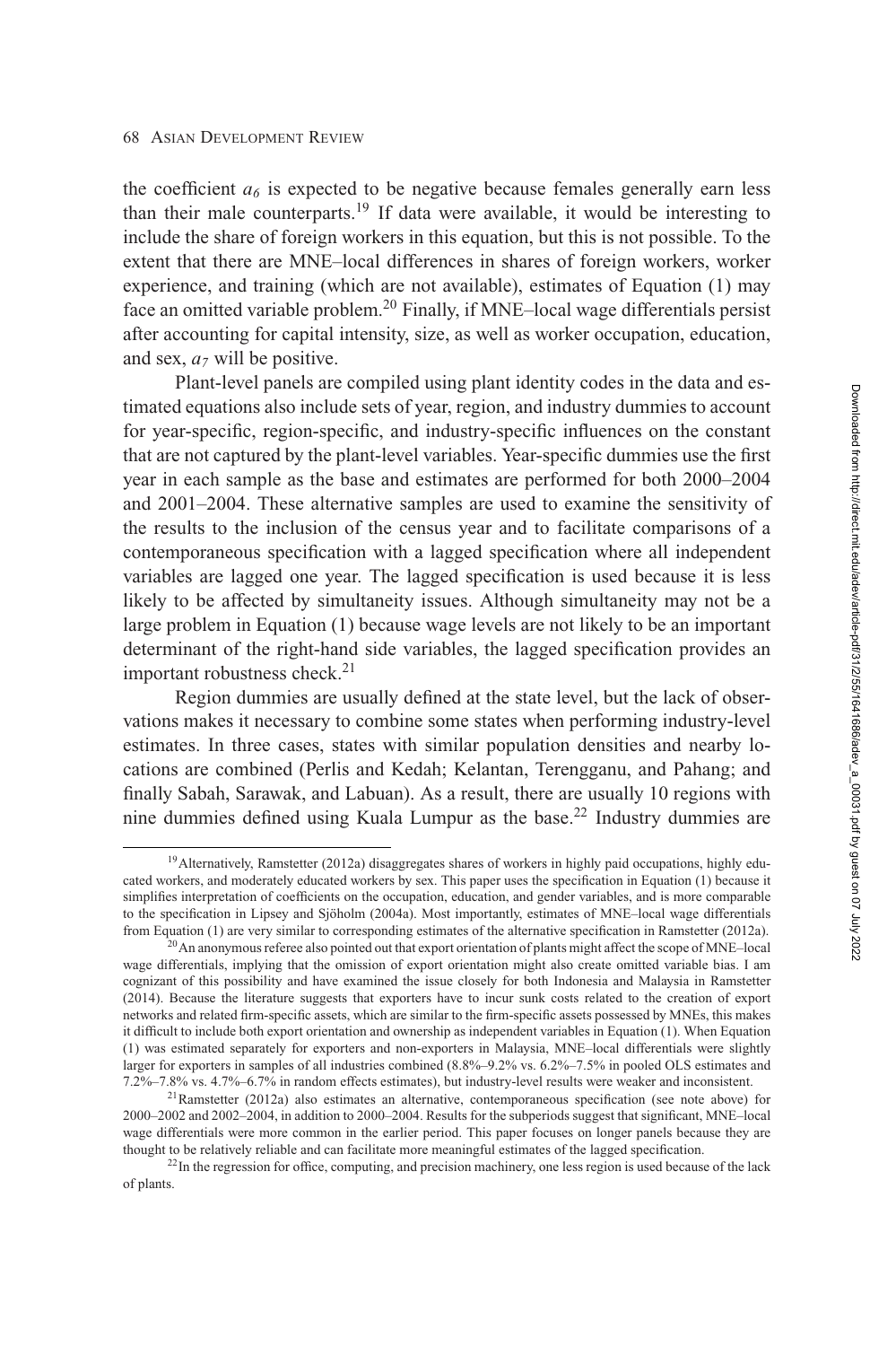the coefficient $a_6$ is expected to be negative because females generally earn less than their male counterparts.[19] If data were available, it would be interesting to include the share of foreign workers in this equation, but this is not possible. To the extent that there are MNE–local differences in shares of foreign workers, worker experience, and training (which are not available), estimates of Equation (1) may face an omitted variable problem.[20] Finally, if MNE–local wage differentials persist after accounting for capital intensity, size, as well as worker occupation, education, and sex, $a_7$ will be positive.

Plant-level panels are compiled using plant identity codes in the data and estimated equations also include sets of year, region, and industry dummies to account for year-specific, region-specific, and industry-specific influences on the constant that are not captured by the plant-level variables. Year-specific dummies use the first year in each sample as the base and estimates are performed for both 2000–2004 and 2001–2004. These alternative samples are used to examine the sensitivity of the results to the inclusion of the census year and to facilitate comparisons of a contemporaneous specification with a lagged specification where all independent variables are lagged one year. The lagged specification is used because it is less likely to be affected by simultaneity issues. Although simultaneity may not be a large problem in Equation (1) because wage levels are not likely to be an important determinant of the right-hand side variables, the lagged specification provides an important robustness check.[21]

Region dummies are usually defined at the state level, but the lack of observations makes it necessary to combine some states when performing industry-level estimates. In three cases, states with similar population densities and nearby locations are combined (Perlis and Kedah; Kelantan, Terengganu, and Pahang; and finally Sabah, Sarawak, and Labuan). As a result, there are usually 10 regions with nine dummies defined using Kuala Lumpur as the base.[22] Industry dummies are

[19] Alternatively, Ramstetter (2012a) disaggregates shares of workers in highly paid occupations, highly educated workers, and moderately educated workers by sex. This paper uses the specification in Equation (1) because it simplifies interpretation of coefficients on the occupation, education, and gender variables, and is more comparable to the specification in Lipsey and Sjöholm (2004a). Most importantly, estimates of MNE–local wage differentials from Equation (1) are very similar to corresponding estimates of the alternative specification in Ramstetter (2012a).

[20] An anonymous referee also pointed out that export orientation of plants might affect the scope of MNE–local wage differentials, implying that the omission of export orientation might also create omitted variable bias. I am cognizant of this possibility and have examined the issue closely for both Indonesia and Malaysia in Ramstetter (2014). Because the literature suggests that exporters have to incur sunk costs related to the creation of export networks and related firm-specific assets, which are similar to the firm-specific assets possessed by MNEs, this makes it difficult to include both export orientation and ownership as independent variables in Equation (1). When Equation (1) was estimated separately for exporters and non-exporters in Malaysia, MNE–local differentials were slightly larger for exporters in samples of all industries combined (8.8%–9.2% vs. 6.2%–7.5% in pooled OLS estimates and 7.2%–7.8% vs. 4.7%–6.7% in random effects estimates), but industry-level results were weaker and inconsistent.

[21] Ramstetter (2012a) also estimates an alternative, contemporaneous specification (see note above) for 2000–2002 and 2002–2004, in addition to 2000–2004. Results for the subperiods suggest that significant, MNE–local wage differentials were more common in the earlier period. This paper focuses on longer panels because they are thought to be relatively reliable and can facilitate more meaningful estimates of the lagged specification.

[22] In the regression for office, computing, and precision machinery, one less region is used because of the lack of plants.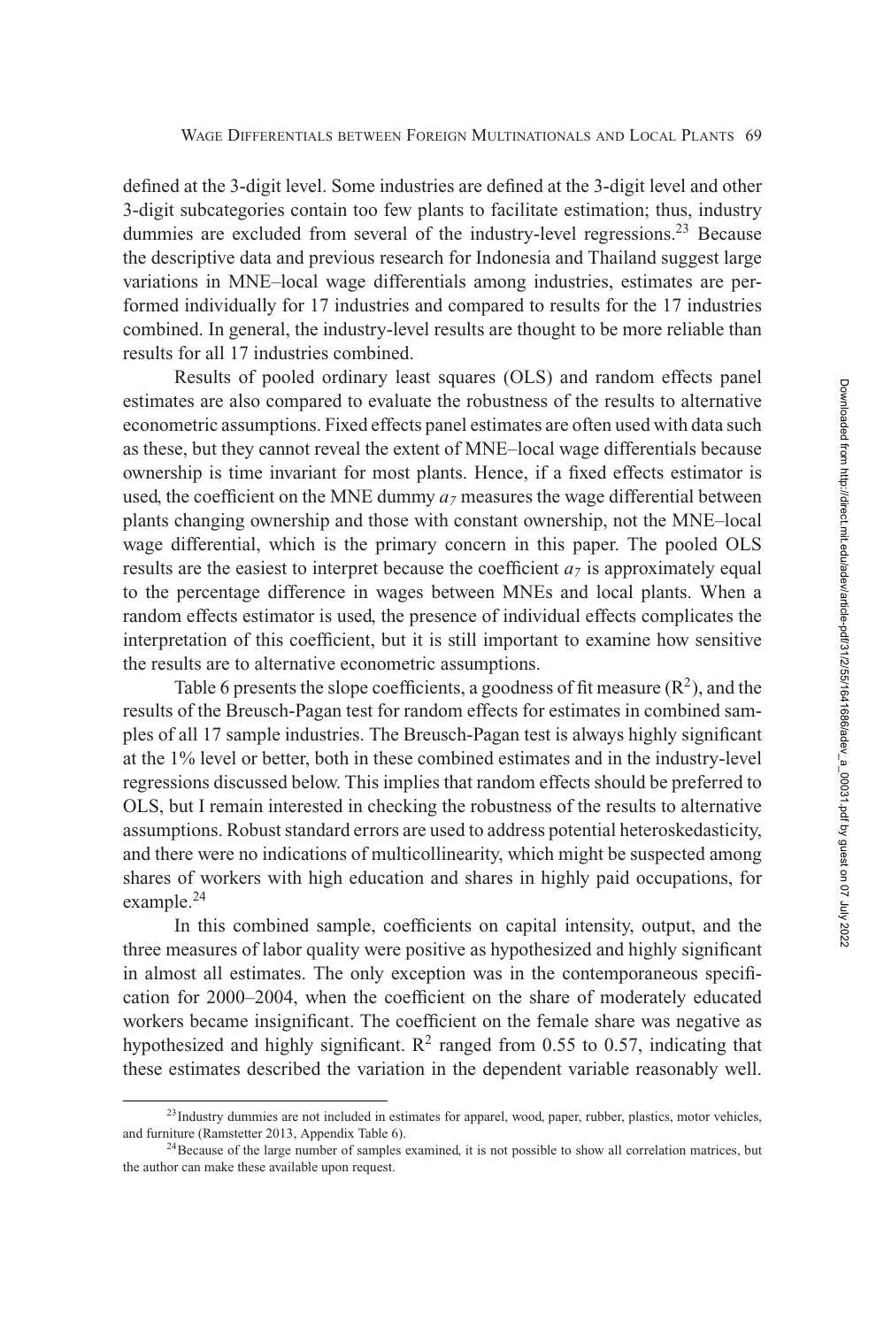defined at the 3-digit level. Some industries are defined at the 3-digit level and other 3-digit subcategories contain too few plants to facilitate estimation; thus, industry dummies are excluded from several of the industry-level regressions.[23] Because the descriptive data and previous research for Indonesia and Thailand suggest large variations in MNE–local wage differentials among industries, estimates are performed individually for 17 industries and compared to results for the 17 industries combined. In general, the industry-level results are thought to be more reliable than results for all 17 industries combined.

Results of pooled ordinary least squares (OLS) and random effects panel estimates are also compared to evaluate the robustness of the results to alternative econometric assumptions. Fixed effects panel estimates are often used with data such as these, but they cannot reveal the extent of MNE–local wage differentials because ownership is time invariant for most plants. Hence, if a fixed effects estimator is used, the coefficient on the MNE dummy $a_7$ measures the wage differential between plants changing ownership and those with constant ownership, not the MNE–local wage differential, which is the primary concern in this paper. The pooled OLS results are the easiest to interpret because the coefficient $a_7$ is approximately equal to the percentage difference in wages between MNEs and local plants. When a random effects estimator is used, the presence of individual effects complicates the interpretation of this coefficient, but it is still important to examine how sensitive the results are to alternative econometric assumptions.

Table 6 presents the slope coefficients, a goodness of fit measure ($R^2$), and the results of the Breusch-Pagan test for random effects for estimates in combined samples of all 17 sample industries. The Breusch-Pagan test is always highly significant at the 1% level or better, both in these combined estimates and in the industry-level regressions discussed below. This implies that random effects should be preferred to OLS, but I remain interested in checking the robustness of the results to alternative assumptions. Robust standard errors are used to address potential heteroskedasticity, and there were no indications of multicollinearity, which might be suspected among shares of workers with high education and shares in highly paid occupations, for example.[24]

In this combined sample, coefficients on capital intensity, output, and the three measures of labor quality were positive as hypothesized and highly significant in almost all estimates. The only exception was in the contemporaneous specification for 2000–2004, when the coefficient on the share of moderately educated workers became insignificant. The coefficient on the female share was negative as hypothesized and highly significant. $R^2$ ranged from 0.55 to 0.57, indicating that these estimates described the variation in the dependent variable reasonably well.

[23] Industry dummies are not included in estimates for apparel, wood, paper, rubber, plastics, motor vehicles, and furniture (Ramstetter 2013, Appendix Table 6).

[24] Because of the large number of samples examined, it is not possible to show all correlation matrices, but the author can make these available upon request.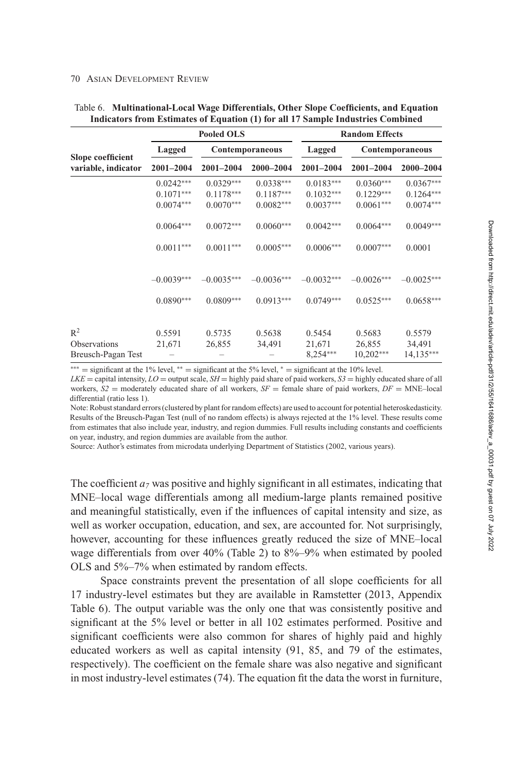Table 6. **Multinational-Local Wage Differentials, Other Slope Coefficients, and Equation Indicators from Estimates of Equation (1) for all 17 Sample Industries Combined**

| Slope coefficient variable, indicator | Pooled OLS | | | Random Effects | | |
|---|---|---|---|---|---|---|
| | Lagged | Contemporaneous | | Lagged | Contemporaneous | |
| | 2001–2004 | 2001–2004 | 2000–2004 | 2001–2004 | 2001–2004 | 2000–2004 |
| | 0.0242*** | 0.0329*** | 0.0338*** | 0.0183*** | 0.0360*** | 0.0367*** |
| | 0.1071*** | 0.1178*** | 0.1187*** | 0.1032*** | 0.1229*** | 0.1264*** |
| | 0.0074*** | 0.0070*** | 0.0082*** | 0.0037*** | 0.0061*** | 0.0074*** |
| | 0.0064*** | 0.0072*** | 0.0060*** | 0.0042*** | 0.0064*** | 0.0049*** |
| | 0.0011*** | 0.0011*** | 0.0005*** | 0.0006*** | 0.0007*** | 0.0001 |
| | –0.0039*** | –0.0035*** | –0.0036*** | –0.0032*** | –0.0026*** | –0.0025*** |
| | 0.0890*** | 0.0809*** | 0.0913*** | 0.0749*** | 0.0525*** | 0.0658*** |
| $R^2$ | 0.5591 | 0.5735 | 0.5638 | 0.5454 | 0.5683 | 0.5579 |
| Observations | 21,671 | 26,855 | 34,491 | 21,671 | 26,855 | 34,491 |
| Breusch-Pagan Test | – | – | – | 8,254*** | 10,202*** | 14,135*** |

*** = significant at the 1% level, ** = significant at the 5% level, * = significant at the 10% level.

*LKE* = capital intensity, *LO* = output scale, *SH* = highly paid share of paid workers, *S3* = highly educated share of all workers, *S2* = moderately educated share of all workers, *SF* = female share of paid workers, *DF* = MNE–local differential (ratio less 1).

Note: Robust standard errors (clustered by plant for random effects) are used to account for potential heteroskedasticity. Results of the Breusch-Pagan Test (null of no random effects) is always rejected at the 1% level. These results come from estimates that also include year, industry, and region dummies. Full results including constants and coefficients on year, industry, and region dummies are available from the author.

Source: Author's estimates from microdata underlying Department of Statistics (2002, various years).

The coefficient $a_7$ was positive and highly significant in all estimates, indicating that MNE–local wage differentials among all medium-large plants remained positive and meaningful statistically, even if the influences of capital intensity and size, as well as worker occupation, education, and sex, are accounted for. Not surprisingly, however, accounting for these influences greatly reduced the size of MNE–local wage differentials from over 40% (Table 2) to 8%–9% when estimated by pooled OLS and 5%–7% when estimated by random effects.

Space constraints prevent the presentation of all slope coefficients for all 17 industry-level estimates but they are available in Ramstetter (2013, Appendix Table 6). The output variable was the only one that was consistently positive and significant at the 5% level or better in all 102 estimates performed. Positive and significant coefficients were also common for shares of highly paid and highly educated workers as well as capital intensity (91, 85, and 79 of the estimates, respectively). The coefficient on the female share was also negative and significant in most industry-level estimates (74). The equation fit the data the worst in furniture,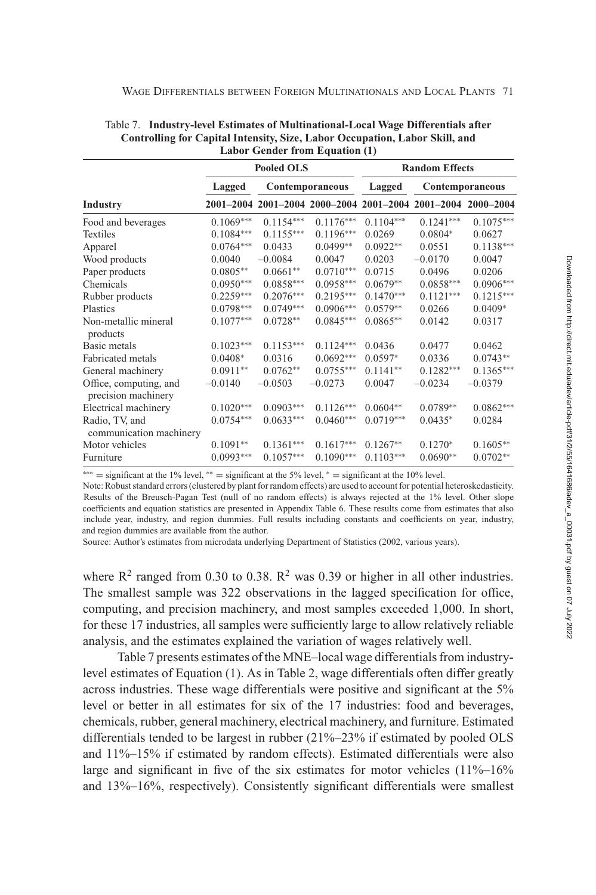Table 7. **Industry-level Estimates of Multinational-Local Wage Differentials after Controlling for Capital Intensity, Size, Labor Occupation, Labor Skill, and Labor Gender from Equation (1)**

| | Pooled OLS | | | Random Effects | | |
|---|---|---|---|---|---|---|
| | Lagged | Contemporaneous | | Lagged | Contemporaneous | |
| **Industry** | 2001–2004 | 2001–2004 | 2000–2004 | 2001–2004 | 2001–2004 | 2000–2004 |
| Food and beverages | 0.1069*** | 0.1154*** | 0.1176*** | 0.1104*** | 0.1241*** | 0.1075*** |
| Textiles | 0.1084*** | 0.1155*** | 0.1196*** | 0.0269 | 0.0804* | 0.0627 |
| Apparel | 0.0764*** | 0.0433 | 0.0499** | 0.0922** | 0.0551 | 0.1138*** |
| Wood products | 0.0040 | −0.0084 | 0.0047 | 0.0203 | −0.0170 | 0.0047 |
| Paper products | 0.0805** | 0.0661** | 0.0710*** | 0.0715 | 0.0496 | 0.0206 |
| Chemicals | 0.0950*** | 0.0858*** | 0.0958*** | 0.0679** | 0.0858*** | 0.0906*** |
| Rubber products | 0.2259*** | 0.2076*** | 0.2195*** | 0.1470*** | 0.1121*** | 0.1215*** |
| Plastics | 0.0798*** | 0.0749*** | 0.0906*** | 0.0579** | 0.0266 | 0.0409* |
| Non-metallic mineral products | 0.1077*** | 0.0728** | 0.0845*** | 0.0865** | 0.0142 | 0.0317 |
| Basic metals | 0.1023*** | 0.1153*** | 0.1124*** | 0.0436 | 0.0477 | 0.0462 |
| Fabricated metals | 0.0408* | 0.0316 | 0.0692*** | 0.0597* | 0.0336 | 0.0743** |
| General machinery | 0.0911** | 0.0762** | 0.0755*** | 0.1141** | 0.1282*** | 0.1365*** |
| Office, computing, and precision machinery | −0.0140 | −0.0503 | −0.0273 | 0.0047 | −0.0234 | −0.0379 |
| Electrical machinery | 0.1020*** | 0.0903*** | 0.1126*** | 0.0604** | 0.0789** | 0.0862*** |
| Radio, TV, and communication machinery | 0.0754*** | 0.0633*** | 0.0460*** | 0.0719*** | 0.0435* | 0.0284 |
| Motor vehicles | 0.1091** | 0.1361*** | 0.1617*** | 0.1267** | 0.1270* | 0.1605** |
| Furniture | 0.0993*** | 0.1057*** | 0.1090*** | 0.1103*** | 0.0690** | 0.0702** |

*** = significant at the 1% level, ** = significant at the 5% level, * = significant at the 10% level.

Note: Robust standard errors (clustered by plant for random effects) are used to account for potential heteroskedasticity. Results of the Breusch-Pagan Test (null of no random effects) is always rejected at the 1% level. Other slope coefficients and equation statistics are presented in Appendix Table 6. These results come from estimates that also include year, industry, and region dummies. Full results including constants and coefficients on year, industry, and region dummies are available from the author.

Source: Author's estimates from microdata underlying Department of Statistics (2002, various years).

where $R^2$ ranged from 0.30 to 0.38. $R^2$ was 0.39 or higher in all other industries. The smallest sample was 322 observations in the lagged specification for office, computing, and precision machinery, and most samples exceeded 1,000. In short, for these 17 industries, all samples were sufficiently large to allow relatively reliable analysis, and the estimates explained the variation of wages relatively well.

Table 7 presents estimates of the MNE–local wage differentials from industry-level estimates of Equation (1). As in Table 2, wage differentials often differ greatly across industries. These wage differentials were positive and significant at the 5% level or better in all estimates for six of the 17 industries: food and beverages, chemicals, rubber, general machinery, electrical machinery, and furniture. Estimated differentials tended to be largest in rubber (21%–23% if estimated by pooled OLS and 11%–15% if estimated by random effects). Estimated differentials were also large and significant in five of the six estimates for motor vehicles (11%–16% and 13%–16%, respectively). Consistently significant differentials were smallest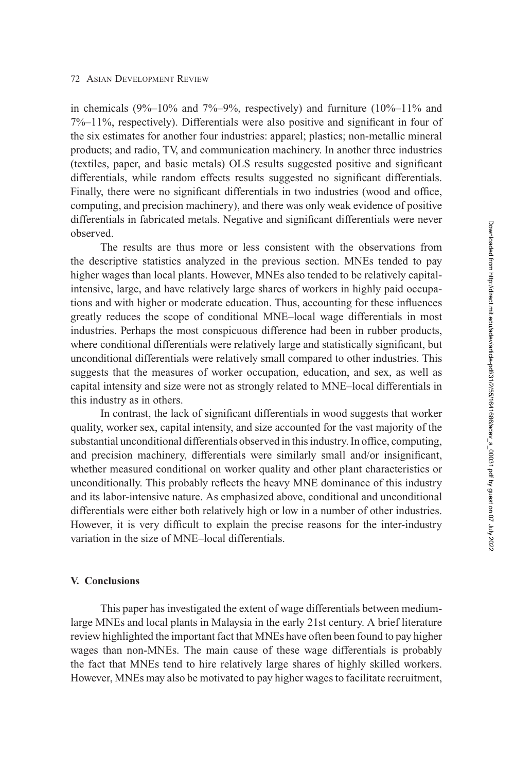in chemicals (9%–10% and 7%–9%, respectively) and furniture (10%–11% and 7%–11%, respectively). Differentials were also positive and significant in four of the six estimates for another four industries: apparel; plastics; non-metallic mineral products; and radio, TV, and communication machinery. In another three industries (textiles, paper, and basic metals) OLS results suggested positive and significant differentials, while random effects results suggested no significant differentials. Finally, there were no significant differentials in two industries (wood and office, computing, and precision machinery), and there was only weak evidence of positive differentials in fabricated metals. Negative and significant differentials were never observed.

The results are thus more or less consistent with the observations from the descriptive statistics analyzed in the previous section. MNEs tended to pay higher wages than local plants. However, MNEs also tended to be relatively capital-intensive, large, and have relatively large shares of workers in highly paid occupations and with higher or moderate education. Thus, accounting for these influences greatly reduces the scope of conditional MNE–local wage differentials in most industries. Perhaps the most conspicuous difference had been in rubber products, where conditional differentials were relatively large and statistically significant, but unconditional differentials were relatively small compared to other industries. This suggests that the measures of worker occupation, education, and sex, as well as capital intensity and size were not as strongly related to MNE–local differentials in this industry as in others.

In contrast, the lack of significant differentials in wood suggests that worker quality, worker sex, capital intensity, and size accounted for the vast majority of the substantial unconditional differentials observed in this industry. In office, computing, and precision machinery, differentials were similarly small and/or insignificant, whether measured conditional on worker quality and other plant characteristics or unconditionally. This probably reflects the heavy MNE dominance of this industry and its labor-intensive nature. As emphasized above, conditional and unconditional differentials were either both relatively high or low in a number of other industries. However, it is very difficult to explain the precise reasons for the inter-industry variation in the size of MNE–local differentials.

## V. Conclusions

This paper has investigated the extent of wage differentials between medium-large MNEs and local plants in Malaysia in the early 21st century. A brief literature review highlighted the important fact that MNEs have often been found to pay higher wages than non-MNEs. The main cause of these wage differentials is probably the fact that MNEs tend to hire relatively large shares of highly skilled workers. However, MNEs may also be motivated to pay higher wages to facilitate recruitment,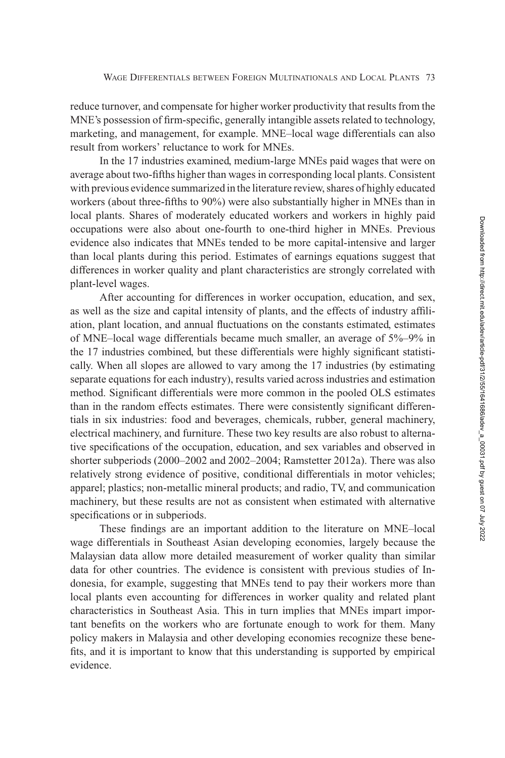reduce turnover, and compensate for higher worker productivity that results from the MNE's possession of firm-specific, generally intangible assets related to technology, marketing, and management, for example. MNE–local wage differentials can also result from workers' reluctance to work for MNEs.

In the 17 industries examined, medium-large MNEs paid wages that were on average about two-fifths higher than wages in corresponding local plants. Consistent with previous evidence summarized in the literature review, shares of highly educated workers (about three-fifths to 90%) were also substantially higher in MNEs than in local plants. Shares of moderately educated workers and workers in highly paid occupations were also about one-fourth to one-third higher in MNEs. Previous evidence also indicates that MNEs tended to be more capital-intensive and larger than local plants during this period. Estimates of earnings equations suggest that differences in worker quality and plant characteristics are strongly correlated with plant-level wages.

After accounting for differences in worker occupation, education, and sex, as well as the size and capital intensity of plants, and the effects of industry affiliation, plant location, and annual fluctuations on the constants estimated, estimates of MNE–local wage differentials became much smaller, an average of 5%–9% in the 17 industries combined, but these differentials were highly significant statistically. When all slopes are allowed to vary among the 17 industries (by estimating separate equations for each industry), results varied across industries and estimation method. Significant differentials were more common in the pooled OLS estimates than in the random effects estimates. There were consistently significant differentials in six industries: food and beverages, chemicals, rubber, general machinery, electrical machinery, and furniture. These two key results are also robust to alternative specifications of the occupation, education, and sex variables and observed in shorter subperiods (2000–2002 and 2002–2004; Ramstetter 2012a). There was also relatively strong evidence of positive, conditional differentials in motor vehicles; apparel; plastics; non-metallic mineral products; and radio, TV, and communication machinery, but these results are not as consistent when estimated with alternative specifications or in subperiods.

These findings are an important addition to the literature on MNE–local wage differentials in Southeast Asian developing economies, largely because the Malaysian data allow more detailed measurement of worker quality than similar data for other countries. The evidence is consistent with previous studies of Indonesia, for example, suggesting that MNEs tend to pay their workers more than local plants even accounting for differences in worker quality and related plant characteristics in Southeast Asia. This in turn implies that MNEs impart important benefits on the workers who are fortunate enough to work for them. Many policy makers in Malaysia and other developing economies recognize these benefits, and it is important to know that this understanding is supported by empirical evidence.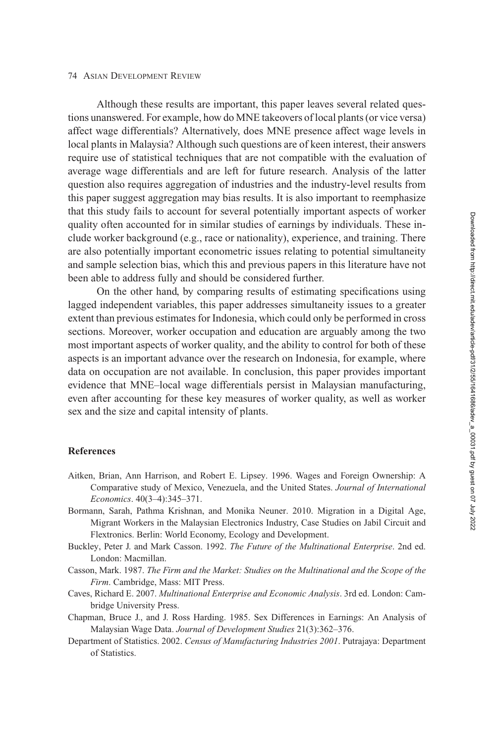Although these results are important, this paper leaves several related questions unanswered. For example, how do MNE takeovers of local plants (or vice versa) affect wage differentials? Alternatively, does MNE presence affect wage levels in local plants in Malaysia? Although such questions are of keen interest, their answers require use of statistical techniques that are not compatible with the evaluation of average wage differentials and are left for future research. Analysis of the latter question also requires aggregation of industries and the industry-level results from this paper suggest aggregation may bias results. It is also important to reemphasize that this study fails to account for several potentially important aspects of worker quality often accounted for in similar studies of earnings by individuals. These include worker background (e.g., race or nationality), experience, and training. There are also potentially important econometric issues relating to potential simultaneity and sample selection bias, which this and previous papers in this literature have not been able to address fully and should be considered further.

On the other hand, by comparing results of estimating specifications using lagged independent variables, this paper addresses simultaneity issues to a greater extent than previous estimates for Indonesia, which could only be performed in cross sections. Moreover, worker occupation and education are arguably among the two most important aspects of worker quality, and the ability to control for both of these aspects is an important advance over the research on Indonesia, for example, where data on occupation are not available. In conclusion, this paper provides important evidence that MNE–local wage differentials persist in Malaysian manufacturing, even after accounting for these key measures of worker quality, as well as worker sex and the size and capital intensity of plants.

## References

Aitken, Brian, Ann Harrison, and Robert E. Lipsey. 1996. Wages and Foreign Ownership: A Comparative study of Mexico, Venezuela, and the United States. *Journal of International Economics*. 40(3–4):345–371.

Bormann, Sarah, Pathma Krishnan, and Monika Neuner. 2010. Migration in a Digital Age, Migrant Workers in the Malaysian Electronics Industry, Case Studies on Jabil Circuit and Flextronics. Berlin: World Economy, Ecology and Development.

Buckley, Peter J. and Mark Casson. 1992. *The Future of the Multinational Enterprise*. 2nd ed. London: Macmillan.

Casson, Mark. 1987. *The Firm and the Market: Studies on the Multinational and the Scope of the Firm*. Cambridge, Mass: MIT Press.

Caves, Richard E. 2007. *Multinational Enterprise and Economic Analysis*. 3rd ed. London: Cambridge University Press.

Chapman, Bruce J., and J. Ross Harding. 1985. Sex Differences in Earnings: An Analysis of Malaysian Wage Data. *Journal of Development Studies* 21(3):362–376.

Department of Statistics. 2002. *Census of Manufacturing Industries 2001*. Putrajaya: Department of Statistics.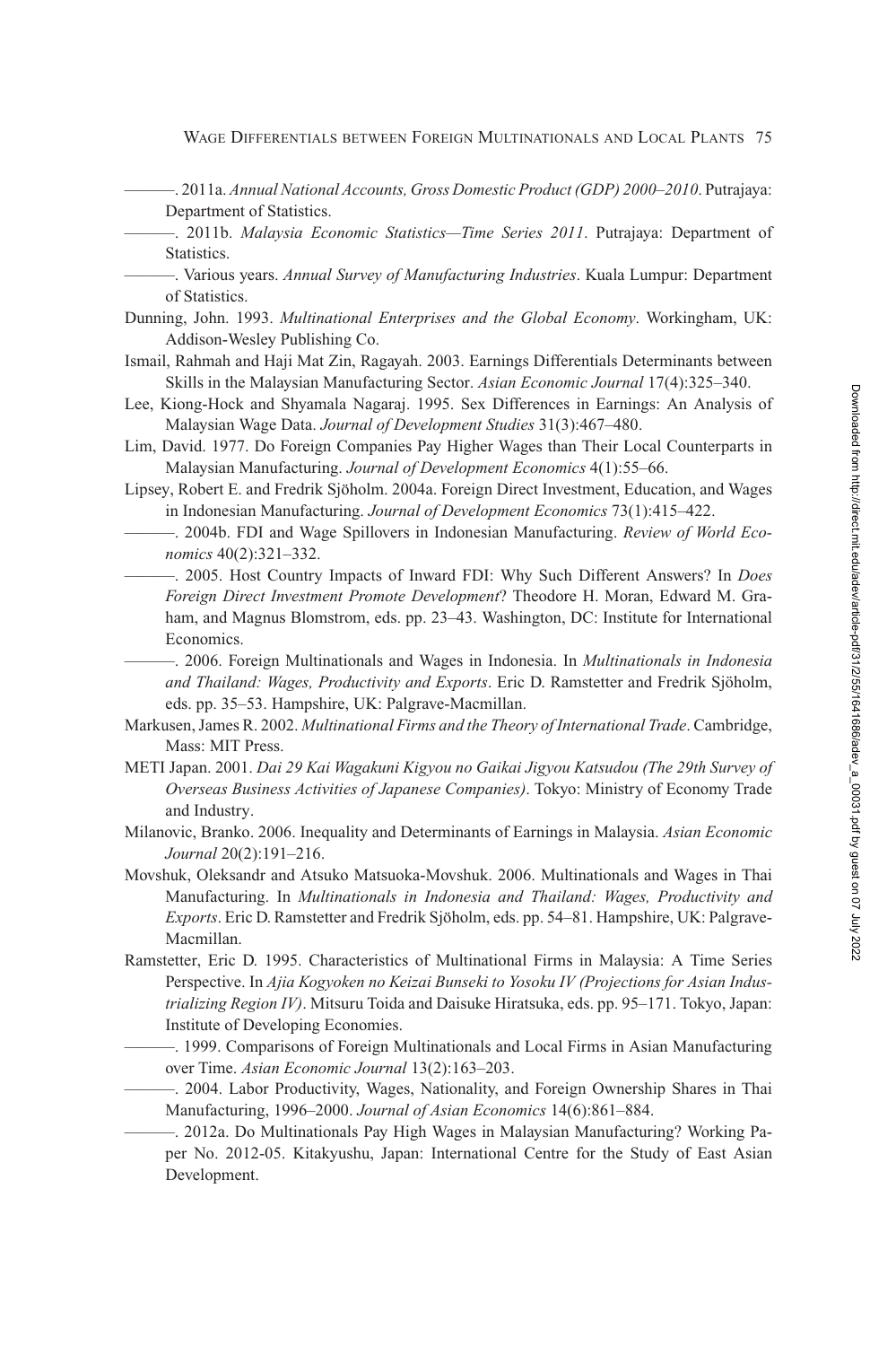———. 2011a. *Annual National Accounts, Gross Domestic Product (GDP) 2000–2010*. Putrajaya: Department of Statistics.

———. 2011b. *Malaysia Economic Statistics—Time Series 2011*. Putrajaya: Department of Statistics.

———. Various years. *Annual Survey of Manufacturing Industries*. Kuala Lumpur: Department of Statistics.

Dunning, John. 1993. *Multinational Enterprises and the Global Economy*. Workingham, UK: Addison-Wesley Publishing Co.

Ismail, Rahmah and Haji Mat Zin, Ragayah. 2003. Earnings Differentials Determinants between Skills in the Malaysian Manufacturing Sector. *Asian Economic Journal* 17(4):325–340.

Lee, Kiong-Hock and Shyamala Nagaraj. 1995. Sex Differences in Earnings: An Analysis of Malaysian Wage Data. *Journal of Development Studies* 31(3):467–480.

Lim, David. 1977. Do Foreign Companies Pay Higher Wages than Their Local Counterparts in Malaysian Manufacturing. *Journal of Development Economics* 4(1):55–66.

Lipsey, Robert E. and Fredrik Sjöholm. 2004a. Foreign Direct Investment, Education, and Wages in Indonesian Manufacturing. *Journal of Development Economics* 73(1):415–422.

———. 2004b. FDI and Wage Spillovers in Indonesian Manufacturing. *Review of World Economics* 40(2):321–332.

———. 2005. Host Country Impacts of Inward FDI: Why Such Different Answers? In *Does Foreign Direct Investment Promote Development*? Theodore H. Moran, Edward M. Graham, and Magnus Blomstrom, eds. pp. 23–43. Washington, DC: Institute for International Economics.

———. 2006. Foreign Multinationals and Wages in Indonesia. In *Multinationals in Indonesia and Thailand: Wages, Productivity and Exports*. Eric D. Ramstetter and Fredrik Sjöholm, eds. pp. 35–53. Hampshire, UK: Palgrave-Macmillan.

Markusen, James R. 2002. *Multinational Firms and the Theory of International Trade*. Cambridge, Mass: MIT Press.

METI Japan. 2001. *Dai 29 Kai Wagakuni Kigyou no Gaikai Jigyou Katsudou (The 29th Survey of Overseas Business Activities of Japanese Companies)*. Tokyo: Ministry of Economy Trade and Industry.

Milanovic, Branko. 2006. Inequality and Determinants of Earnings in Malaysia. *Asian Economic Journal* 20(2):191–216.

Movshuk, Oleksandr and Atsuko Matsuoka-Movshuk. 2006. Multinationals and Wages in Thai Manufacturing. In *Multinationals in Indonesia and Thailand: Wages, Productivity and Exports*. Eric D. Ramstetter and Fredrik Sjöholm, eds. pp. 54–81. Hampshire, UK: Palgrave-Macmillan.

Ramstetter, Eric D. 1995. Characteristics of Multinational Firms in Malaysia: A Time Series Perspective. In *Ajia Kogyoken no Keizai Bunseki to Yosoku IV (Projections for Asian Industrializing Region IV)*. Mitsuru Toida and Daisuke Hiratsuka, eds. pp. 95–171. Tokyo, Japan: Institute of Developing Economies.

———. 1999. Comparisons of Foreign Multinationals and Local Firms in Asian Manufacturing over Time. *Asian Economic Journal* 13(2):163–203.

———. 2004. Labor Productivity, Wages, Nationality, and Foreign Ownership Shares in Thai Manufacturing, 1996–2000. *Journal of Asian Economics* 14(6):861–884.

———. 2012a. Do Multinationals Pay High Wages in Malaysian Manufacturing? Working Paper No. 2012-05. Kitakyushu, Japan: International Centre for the Study of East Asian Development.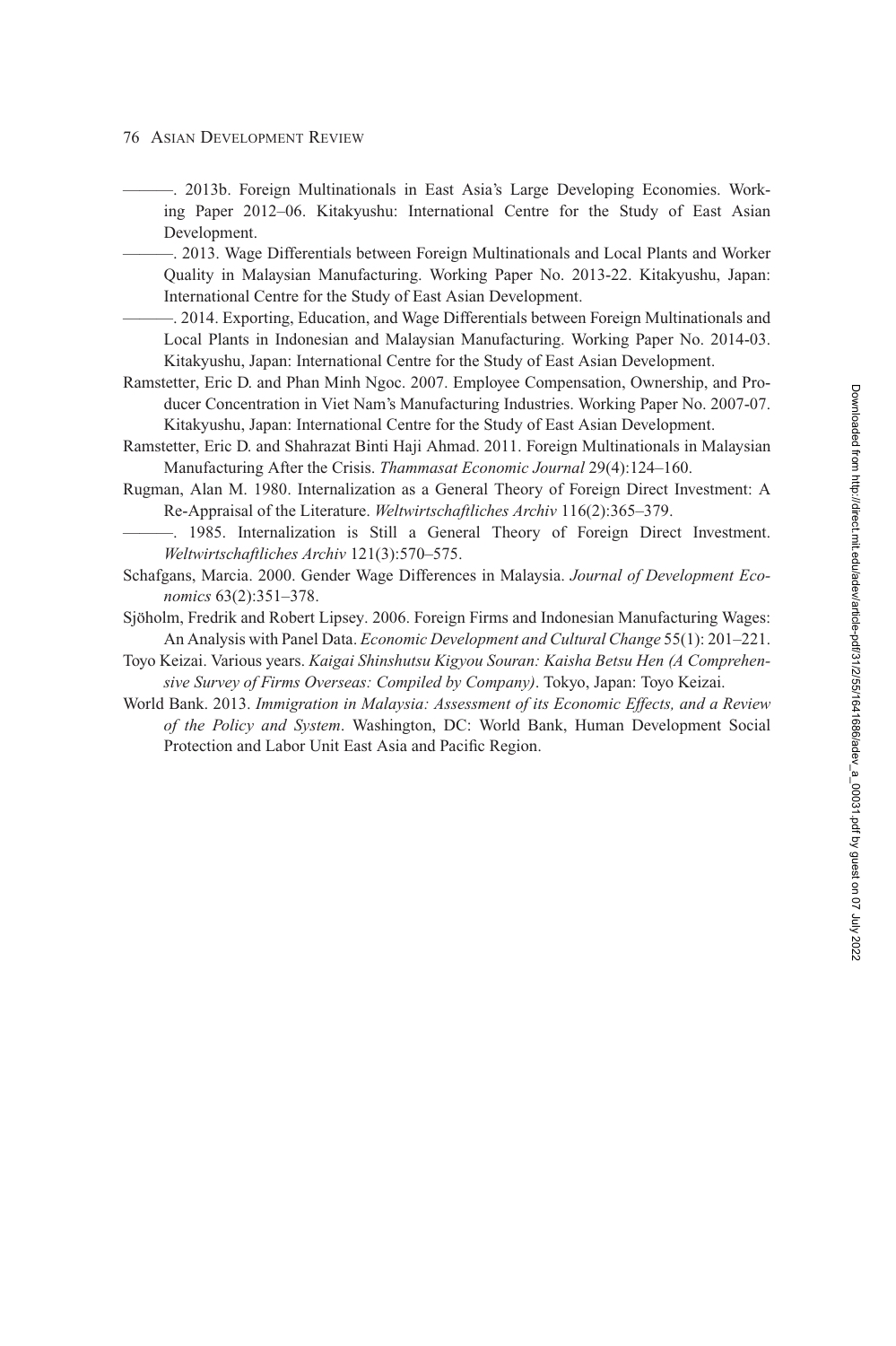———. 2013b. Foreign Multinationals in East Asia's Large Developing Economies. Working Paper 2012–06. Kitakyushu: International Centre for the Study of East Asian Development.

———. 2013. Wage Differentials between Foreign Multinationals and Local Plants and Worker Quality in Malaysian Manufacturing. Working Paper No. 2013-22. Kitakyushu, Japan: International Centre for the Study of East Asian Development.

———. 2014. Exporting, Education, and Wage Differentials between Foreign Multinationals and Local Plants in Indonesian and Malaysian Manufacturing. Working Paper No. 2014-03. Kitakyushu, Japan: International Centre for the Study of East Asian Development.

Ramstetter, Eric D. and Phan Minh Ngoc. 2007. Employee Compensation, Ownership, and Producer Concentration in Viet Nam's Manufacturing Industries. Working Paper No. 2007-07. Kitakyushu, Japan: International Centre for the Study of East Asian Development.

Ramstetter, Eric D. and Shahrazat Binti Haji Ahmad. 2011. Foreign Multinationals in Malaysian Manufacturing After the Crisis. *Thammasat Economic Journal* 29(4):124–160.

Rugman, Alan M. 1980. Internalization as a General Theory of Foreign Direct Investment: A Re-Appraisal of the Literature. *Weltwirtschaftliches Archiv* 116(2):365–379.

———. 1985. Internalization is Still a General Theory of Foreign Direct Investment. *Weltwirtschaftliches Archiv* 121(3):570–575.

Schafgans, Marcia. 2000. Gender Wage Differences in Malaysia. *Journal of Development Economics* 63(2):351–378.

Sjöholm, Fredrik and Robert Lipsey. 2006. Foreign Firms and Indonesian Manufacturing Wages: An Analysis with Panel Data. *Economic Development and Cultural Change* 55(1): 201–221.

Toyo Keizai. Various years. *Kaigai Shinshutsu Kigyou Souran: Kaisha Betsu Hen (A Comprehensive Survey of Firms Overseas: Compiled by Company)*. Tokyo, Japan: Toyo Keizai.

World Bank. 2013. *Immigration in Malaysia: Assessment of its Economic Effects, and a Review of the Policy and System*. Washington, DC: World Bank, Human Development Social Protection and Labor Unit East Asia and Pacific Region.